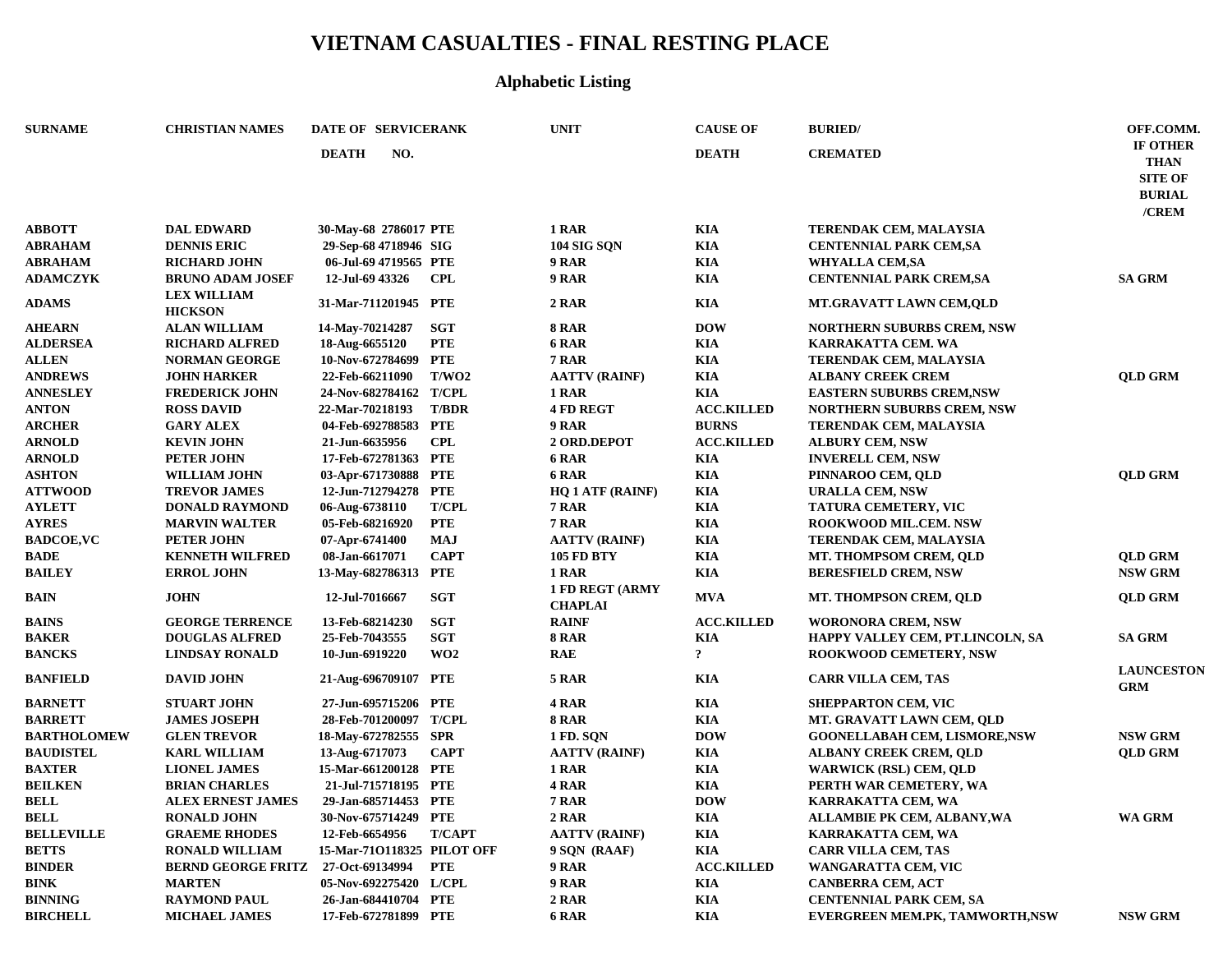# VIETNAM CASUALTIES - FINAL RESTING PLACE

## Alphabetic Listing

| SURNAME | CHRISTIAN NAMES | DATE OF DEATH | SERVICE NO. | RANK | UNIT | CAUSE OF DEATH | BURIED/ CREMATED | OFF.COMM. IF OTHER THAN SITE OF BURIAL /CREM |
|---|---|---|---|---|---|---|---|---|
| ABBOTT | DAL EDWARD | 30-May-68 | 2786017 | PTE | 1 RAR | KIA | TERENDAK CEM, MALAYSIA | |
| ABRAHAM | DENNIS ERIC | 29-Sep-68 | 4718946 | SIG | 104 SIG SQN | KIA | CENTENNIAL PARK CEM,SA | |
| ABRAHAM | RICHARD JOHN | 06-Jul-69 | 4719565 | PTE | 9 RAR | KIA | WHYALLA CEM,SA | |
| ADAMCZYK | BRUNO ADAM JOSEF | 12-Jul-69 | 43326 | CPL | 9 RAR | KIA | CENTENNIAL PARK CREM,SA | SA GRM |
| ADAMS | LEX WILLIAM HICKSON | 31-Mar-71 | 1201945 | PTE | 2 RAR | KIA | MT.GRAVATT LAWN CEM,QLD | |
| AHEARN | ALAN WILLIAM | 14-May-70 | 214287 | SGT | 8 RAR | DOW | NORTHERN SUBURBS CREM, NSW | |
| ALDERSEA | RICHARD ALFRED | 18-Aug-66 | 55120 | PTE | 6 RAR | KIA | KARRAKATTA CEM. WA | |
| ALLEN | NORMAN GEORGE | 10-Nov-67 | 2784699 | PTE | 7 RAR | KIA | TERENDAK CEM, MALAYSIA | |
| ANDREWS | JOHN HARKER | 22-Feb-66 | 211090 | T/WO2 | AATTV (RAINF) | KIA | ALBANY CREEK CREM | QLD GRM |
| ANNESLEY | FREDERICK JOHN | 24-Nov-68 | 2784162 | T/CPL | 1 RAR | KIA | EASTERN SUBURBS CREM,NSW | |
| ANTON | ROSS DAVID | 22-Mar-70 | 218193 | T/BDR | 4 FD REGT | ACC.KILLED | NORTHERN SUBURBS CREM, NSW | |
| ARCHER | GARY ALEX | 04-Feb-69 | 2788583 | PTE | 9 RAR | BURNS | TERENDAK CEM, MALAYSIA | |
| ARNOLD | KEVIN JOHN | 21-Jun-66 | 35956 | CPL | 2 ORD.DEPOT | ACC.KILLED | ALBURY CEM, NSW | |
| ARNOLD | PETER JOHN | 17-Feb-67 | 2781363 | PTE | 6 RAR | KIA | INVERELL CEM, NSW | |
| ASHTON | WILLIAM JOHN | 03-Apr-67 | 1730888 | PTE | 6 RAR | KIA | PINNAROO CEM, QLD | QLD GRM |
| ATTWOOD | TREVOR JAMES | 12-Jun-71 | 2794278 | PTE | HQ 1 ATF (RAINF) | KIA | URALLA CEM, NSW | |
| AYLETT | DONALD RAYMOND | 06-Aug-67 | 38110 | T/CPL | 7 RAR | KIA | TATURA CEMETERY, VIC | |
| AYRES | MARVIN WALTER | 05-Feb-68 | 216920 | PTE | 7 RAR | KIA | ROOKWOOD MIL.CEM. NSW | |
| BADCOE,VC | PETER JOHN | 07-Apr-67 | 41400 | MAJ | AATTV (RAINF) | KIA | TERENDAK CEM, MALAYSIA | |
| BADE | KENNETH WILFRED | 08-Jan-66 | 17071 | CAPT | 105 FD BTY | KIA | MT. THOMPSOM CREM, QLD | QLD GRM |
| BAILEY | ERROL JOHN | 13-May-68 | 2786313 | PTE | 1 RAR | KIA | BERESFIELD CREM, NSW | NSW GRM |
| BAIN | JOHN | 12-Jul-70 | 16667 | SGT | 1 FD REGT (ARMY CHAPLAI | MVA | MT. THOMPSON CREM, QLD | QLD GRM |
| BAINS | GEORGE TERRENCE | 13-Feb-68 | 214230 | SGT | RAINF | ACC.KILLED | WORONORA CREM, NSW | |
| BAKER | DOUGLAS ALFRED | 25-Feb-70 | 43555 | SGT | 8 RAR | KIA | HAPPY VALLEY CEM, PT.LINCOLN, SA | SA GRM |
| BANCKS | LINDSAY RONALD | 10-Jun-69 | 19220 | WO2 | RAE | ? | ROOKWOOD CEMETERY, NSW | |
| BANFIELD | DAVID JOHN | 21-Aug-69 | 6709107 | PTE | 5 RAR | KIA | CARR VILLA CEM, TAS | LAUNCESTON GRM |
| BARNETT | STUART JOHN | 27-Jun-69 | 5715206 | PTE | 4 RAR | KIA | SHEPPARTON CEM, VIC | |
| BARRETT | JAMES JOSEPH | 28-Feb-70 | 1200097 | T/CPL | 8 RAR | KIA | MT. GRAVATT LAWN CEM, QLD | |
| BARTHOLOMEW | GLEN TREVOR | 18-May-67 | 2782555 | SPR | 1 FD. SQN | DOW | GOONELLABAH CEM, LISMORE,NSW | NSW GRM |
| BAUDISTEL | KARL WILLIAM | 13-Aug-67 | 17073 | CAPT | AATTV (RAINF) | KIA | ALBANY CREEK CREM, QLD | QLD GRM |
| BAXTER | LIONEL JAMES | 15-Mar-66 | 1200128 | PTE | 1 RAR | KIA | WARWICK (RSL) CEM, QLD | |
| BEILKEN | BRIAN CHARLES | 21-Jul-71 | 5718195 | PTE | 4 RAR | KIA | PERTH WAR CEMETERY, WA | |
| BELL | ALEX ERNEST JAMES | 29-Jan-68 | 5714453 | PTE | 7 RAR | DOW | KARRAKATTA CEM, WA | |
| BELL | RONALD JOHN | 30-Nov-67 | 5714249 | PTE | 2 RAR | KIA | ALLAMBIE PK CEM, ALBANY,WA | WA GRM |
| BELLEVILLE | GRAEME RHODES | 12-Feb-66 | 54956 | T/CAPT | AATTV (RAINF) | KIA | KARRAKATTA CEM, WA | |
| BETTS | RONALD WILLIAM | 15-Mar-71 | O118325 | PILOT OFF | 9 SQN (RAAF) | KIA | CARR VILLA CEM, TAS | |
| BINDER | BERND GEORGE FRITZ | 27-Oct-69 | 134994 | PTE | 9 RAR | ACC.KILLED | WANGARATTA CEM, VIC | |
| BINK | MARTEN | 05-Nov-69 | 2275420 | L/CPL | 9 RAR | KIA | CANBERRA CEM, ACT | |
| BINNING | RAYMOND PAUL | 26-Jan-68 | 4410704 | PTE | 2 RAR | KIA | CENTENNIAL PARK CEM, SA | |
| BIRCHELL | MICHAEL JAMES | 17-Feb-67 | 2781899 | PTE | 6 RAR | KIA | EVERGREEN MEM.PK, TAMWORTH,NSW | NSW GRM |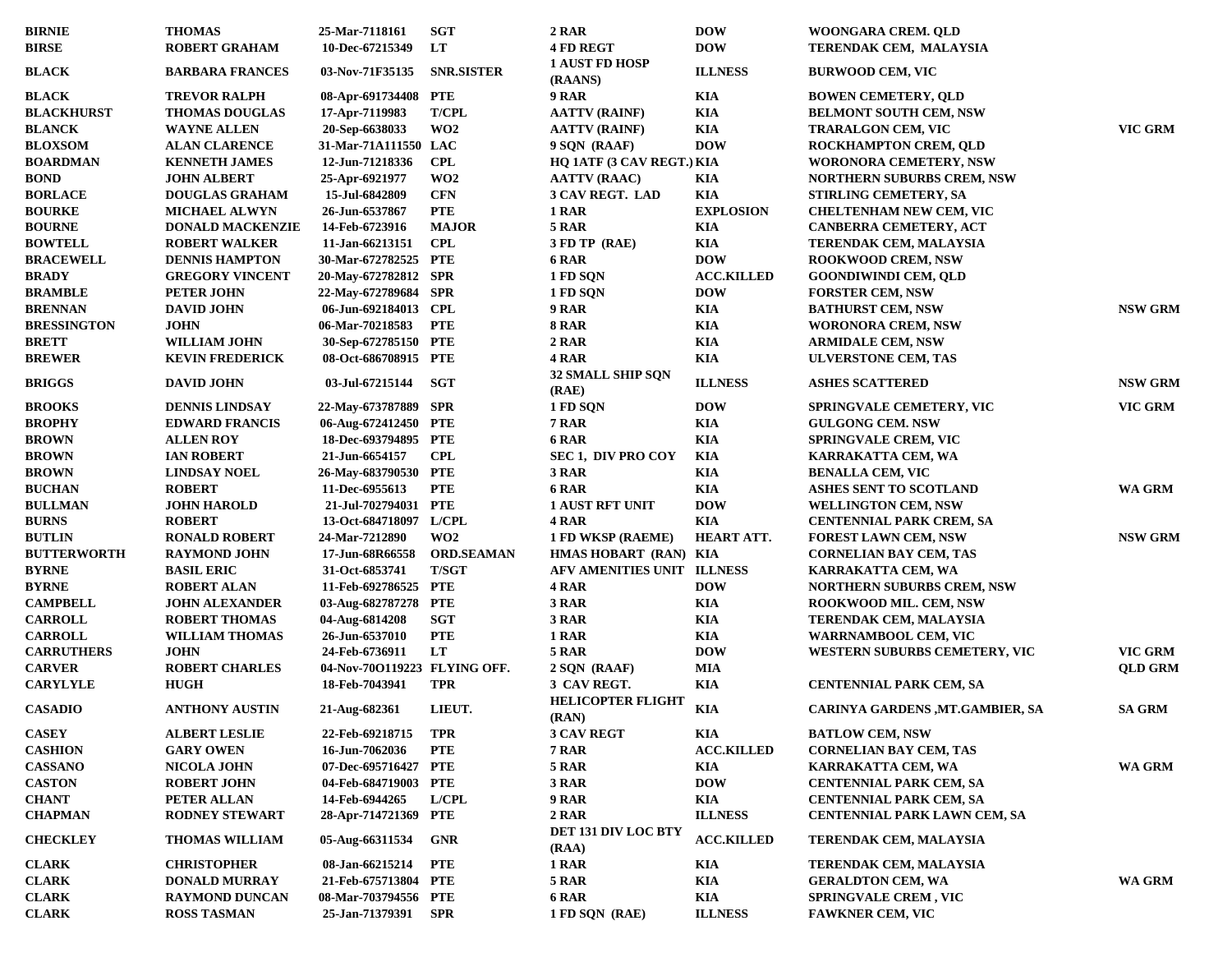| BIRNIE | THOMAS | 25-Mar-7118161 | SGT | 2 RAR | DOW | WOONGARA CREM. QLD | |
|---|---|---|---|---|---|---|---|
| BIRSE | ROBERT GRAHAM | 10-Dec-67215349 | LT | 4 FD REGT | DOW | TERENDAK CEM, MALAYSIA | |
| BLACK | BARBARA FRANCES | 03-Nov-71F35135 | SNR.SISTER | 1 AUST FD HOSP (RAANS) | ILLNESS | BURWOOD CEM, VIC | |
| BLACK | TREVOR RALPH | 08-Apr-691734408 | PTE | 9 RAR | KIA | BOWEN CEMETERY, QLD | |
| BLACKHURST | THOMAS DOUGLAS | 17-Apr-7119983 | T/CPL | AATTV (RAINF) | KIA | BELMONT SOUTH CEM, NSW | |
| BLANCK | WAYNE ALLEN | 20-Sep-6638033 | WO2 | AATTV (RAINF) | KIA | TRARALGON CEM, VIC | VIC GRM |
| BLOXSOM | ALAN CLARENCE | 31-Mar-71A111550 | LAC | 9 SQN (RAAF) | DOW | ROCKHAMPTON CREM, QLD | |
| BOARDMAN | KENNETH JAMES | 12-Jun-71218336 | CPL | HQ 1ATF (3 CAV REGT.) | KIA | WORONORA CEMETERY, NSW | |
| BOND | JOHN ALBERT | 25-Apr-6921977 | WO2 | AATTV (RAAC) | KIA | NORTHERN SUBURBS CREM, NSW | |
| BORLACE | DOUGLAS GRAHAM | 15-Jul-6842809 | CFN | 3 CAV REGT. LAD | KIA | STIRLING CEMETERY, SA | |
| BOURKE | MICHAEL ALWYN | 26-Jun-6537867 | PTE | 1 RAR | EXPLOSION | CHELTENHAM NEW CEM, VIC | |
| BOURNE | DONALD MACKENZIE | 14-Feb-6723916 | MAJOR | 5 RAR | KIA | CANBERRA CEMETERY, ACT | |
| BOWTELL | ROBERT WALKER | 11-Jan-66213151 | CPL | 3 FD TP (RAE) | KIA | TERENDAK CEM, MALAYSIA | |
| BRACEWELL | DENNIS HAMPTON | 30-Mar-672782525 | PTE | 6 RAR | DOW | ROOKWOOD CREM, NSW | |
| BRADY | GREGORY VINCENT | 20-May-672782812 | SPR | 1 FD SQN | ACC.KILLED | GOONDIWINDI CEM, QLD | |
| BRAMBLE | PETER JOHN | 22-May-672789684 | SPR | 1 FD SQN | DOW | FORSTER CEM, NSW | |
| BRENNAN | DAVID JOHN | 06-Jun-692184013 | CPL | 9 RAR | KIA | BATHURST CEM, NSW | NSW GRM |
| BRESSINGTON | JOHN | 06-Mar-70218583 | PTE | 8 RAR | KIA | WORONORA CREM, NSW | |
| BRETT | WILLIAM JOHN | 30-Sep-672785150 | PTE | 2 RAR | KIA | ARMIDALE CEM, NSW | |
| BREWER | KEVIN FREDERICK | 08-Oct-686708915 | PTE | 4 RAR | KIA | ULVERSTONE CEM, TAS | |
| BRIGGS | DAVID JOHN | 03-Jul-67215144 | SGT | 32 SMALL SHIP SQN (RAE) | ILLNESS | ASHES SCATTERED | NSW GRM |
| BROOKS | DENNIS LINDSAY | 22-May-673787889 | SPR | 1 FD SQN | DOW | SPRINGVALE CEMETERY, VIC | VIC GRM |
| BROPHY | EDWARD FRANCIS | 06-Aug-672412450 | PTE | 7 RAR | KIA | GULGONG CEM. NSW | |
| BROWN | ALLEN ROY | 18-Dec-693794895 | PTE | 6 RAR | KIA | SPRINGVALE CREM, VIC | |
| BROWN | IAN ROBERT | 21-Jun-6654157 | CPL | SEC 1, DIV PRO COY | KIA | KARRAKATTA CEM, WA | |
| BROWN | LINDSAY NOEL | 26-May-683790530 | PTE | 3 RAR | KIA | BENALLA CEM, VIC | |
| BUCHAN | ROBERT | 11-Dec-6955613 | PTE | 6 RAR | KIA | ASHES SENT TO SCOTLAND | WA GRM |
| BULLMAN | JOHN HAROLD | 21-Jul-702794031 | PTE | 1 AUST RFT UNIT | DOW | WELLINGTON CEM, NSW | |
| BURNS | ROBERT | 13-Oct-684718097 | L/CPL | 4 RAR | KIA | CENTENNIAL PARK CREM, SA | |
| BUTLIN | RONALD ROBERT | 24-Mar-7212890 | WO2 | 1 FD WKSP (RAEME) | HEART ATT. | FOREST LAWN CEM, NSW | NSW GRM |
| BUTTERWORTH | RAYMOND JOHN | 17-Jun-68R66558 | ORD.SEAMAN | HMAS HOBART (RAN) | KIA | CORNELIAN BAY CEM, TAS | |
| BYRNE | BASIL ERIC | 31-Oct-6853741 | T/SGT | AFV AMENITIES UNIT | ILLNESS | KARRAKATTA CEM, WA | |
| BYRNE | ROBERT ALAN | 11-Feb-692786525 | PTE | 4 RAR | DOW | NORTHERN SUBURBS CREM, NSW | |
| CAMPBELL | JOHN ALEXANDER | 03-Aug-682787278 | PTE | 3 RAR | KIA | ROOKWOOD MIL. CEM, NSW | |
| CARROLL | ROBERT THOMAS | 04-Aug-6814208 | SGT | 3 RAR | KIA | TERENDAK CEM, MALAYSIA | |
| CARROLL | WILLIAM THOMAS | 26-Jun-6537010 | PTE | 1 RAR | KIA | WARRNAMBOOL CEM, VIC | |
| CARRUTHERS | JOHN | 24-Feb-6736911 | LT | 5 RAR | DOW | WESTERN SUBURBS CEMETERY, VIC | VIC GRM |
| CARVER | ROBERT CHARLES | 04-Nov-70O119223 | FLYING OFF. | 2 SQN (RAAF) | MIA | | QLD GRM |
| CARYLYLE | HUGH | 18-Feb-7043941 | TPR | 3 CAV REGT. | KIA | CENTENNIAL PARK CEM, SA | |
| CASADIO | ANTHONY AUSTIN | 21-Aug-682361 | LIEUT. | HELICOPTER FLIGHT (RAN) | KIA | CARINYA GARDENS ,MT.GAMBIER, SA | SA GRM |
| CASEY | ALBERT LESLIE | 22-Feb-69218715 | TPR | 3 CAV REGT | KIA | BATLOW CEM, NSW | |
| CASHION | GARY OWEN | 16-Jun-7062036 | PTE | 7 RAR | ACC.KILLED | CORNELIAN BAY CEM, TAS | |
| CASSANO | NICOLA JOHN | 07-Dec-695716427 | PTE | 5 RAR | KIA | KARRAKATTA CEM, WA | WA GRM |
| CASTON | ROBERT JOHN | 04-Feb-684719003 | PTE | 3 RAR | DOW | CENTENNIAL PARK CEM, SA | |
| CHANT | PETER ALLAN | 14-Feb-6944265 | L/CPL | 9 RAR | KIA | CENTENNIAL PARK CEM, SA | |
| CHAPMAN | RODNEY STEWART | 28-Apr-714721369 | PTE | 2 RAR | ILLNESS | CENTENNIAL PARK LAWN CEM, SA | |
| CHECKLEY | THOMAS WILLIAM | 05-Aug-66311534 | GNR | DET 131 DIV LOC BTY (RAA) | ACC.KILLED | TERENDAK CEM, MALAYSIA | |
| CLARK | CHRISTOPHER | 08-Jan-66215214 | PTE | 1 RAR | KIA | TERENDAK CEM, MALAYSIA | |
| CLARK | DONALD MURRAY | 21-Feb-675713804 | PTE | 5 RAR | KIA | GERALDTON CEM, WA | WA GRM |
| CLARK | RAYMOND DUNCAN | 08-Mar-703794556 | PTE | 6 RAR | KIA | SPRINGVALE CREM , VIC | |
| CLARK | ROSS TASMAN | 25-Jan-71379391 | SPR | 1 FD SQN (RAE) | ILLNESS | FAWKNER CEM, VIC | |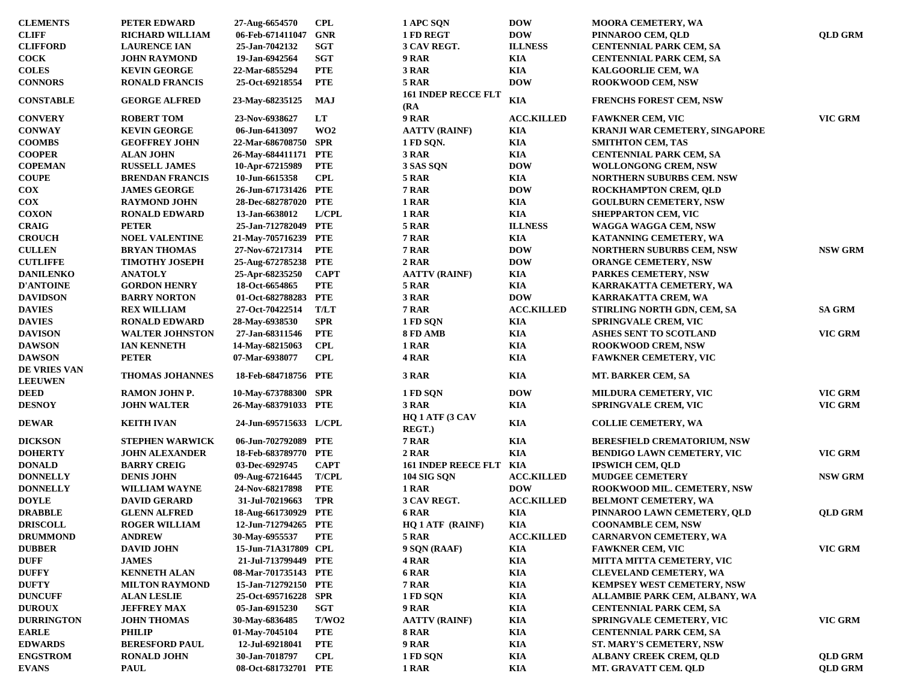| | | | | | | | |
|---|---|---|---|---|---|---|---|
| CLEMENTS | PETER EDWARD | 27-Aug-6654570 | CPL | 1 APC SQN | DOW | MOORA CEMETERY, WA | |
| CLIFF | RICHARD WILLIAM | 06-Feb-671411047 | GNR | 1 FD REGT | DOW | PINNAROO CEM, QLD | QLD GRM |
| CLIFFORD | LAURENCE IAN | 25-Jan-7042132 | SGT | 3 CAV REGT. | ILLNESS | CENTENNIAL PARK CEM, SA | |
| COCK | JOHN RAYMOND | 19-Jan-6942564 | SGT | 9 RAR | KIA | CENTENNIAL PARK CEM, SA | |
| COLES | KEVIN GEORGE | 22-Mar-6855294 | PTE | 3 RAR | KIA | KALGOORLIE CEM, WA | |
| CONNORS | RONALD FRANCIS | 25-Oct-69218554 | PTE | 5 RAR | DOW | ROOKWOOD CEM, NSW | |
| CONSTABLE | GEORGE ALFRED | 23-May-68235125 | MAJ | 161 INDEP RECCE FLT (RA | KIA | FRENCHS FOREST CEM, NSW | |
| CONVERY | ROBERT TOM | 23-Nov-6938627 | LT | 9 RAR | ACC.KILLED | FAWKNER CEM, VIC | VIC GRM |
| CONWAY | KEVIN GEORGE | 06-Jun-6413097 | WO2 | AATTV (RAINF) | KIA | KRANJI WAR CEMETERY, SINGAPORE | |
| COOMBS | GEOFFREY JOHN | 22-Mar-686708750 | SPR | 1 FD SQN. | KIA | SMITHTON CEM, TAS | |
| COOPER | ALAN JOHN | 26-May-684411171 | PTE | 3 RAR | KIA | CENTENNIAL PARK CEM, SA | |
| COPEMAN | RUSSELL JAMES | 10-Apr-67215989 | PTE | 3 SAS SQN | DOW | WOLLONGONG CREM, NSW | |
| COUPE | BRENDAN FRANCIS | 10-Jun-6615358 | CPL | 5 RAR | KIA | NORTHERN SUBURBS CEM. NSW | |
| COX | JAMES GEORGE | 26-Jun-671731426 | PTE | 7 RAR | DOW | ROCKHAMPTON CREM, QLD | |
| COX | RAYMOND JOHN | 28-Dec-682787020 | PTE | 1 RAR | KIA | GOULBURN CEMETERY, NSW | |
| COXON | RONALD EDWARD | 13-Jan-6638012 | L/CPL | 1 RAR | KIA | SHEPPARTON CEM, VIC | |
| CRAIG | PETER | 25-Jan-712782049 | PTE | 5 RAR | ILLNESS | WAGGA WAGGA CEM, NSW | |
| CROUCH | NOEL VALENTINE | 21-May-705716239 | PTE | 7 RAR | KIA | KATANNING CEMETERY, WA | |
| CULLEN | BRYAN THOMAS | 27-Nov-67217314 | PTE | 7 RAR | DOW | NORTHERN SUBURBS CEM, NSW | NSW GRM |
| CUTLIFFE | TIMOTHY JOSEPH | 25-Aug-672785238 | PTE | 2 RAR | DOW | ORANGE CEMETERY, NSW | |
| DANILENKO | ANATOLY | 25-Apr-68235250 | CAPT | AATTV (RAINF) | KIA | PARKES CEMETERY, NSW | |
| D'ANTOINE | GORDON HENRY | 18-Oct-6654865 | PTE | 5 RAR | KIA | KARRAKATTA CEMETERY, WA | |
| DAVIDSON | BARRY NORTON | 01-Oct-682788283 | PTE | 3 RAR | DOW | KARRAKATTA CREM, WA | |
| DAVIES | REX WILLIAM | 27-Oct-70422514 | T/LT | 7 RAR | ACC.KILLED | STIRLING NORTH GDN, CEM, SA | SA GRM |
| DAVIES | RONALD EDWARD | 28-May-6938530 | SPR | 1 FD SQN | KIA | SPRINGVALE CREM, VIC | |
| DAVISON | WALTER JOHNSTON | 27-Jan-68311546 | PTE | 8 FD AMB | KIA | ASHES SENT TO SCOTLAND | VIC GRM |
| DAWSON | IAN KENNETH | 14-May-68215063 | CPL | 1 RAR | KIA | ROOKWOOD CREM, NSW | |
| DAWSON | PETER | 07-Mar-6938077 | CPL | 4 RAR | KIA | FAWKNER CEMETERY, VIC | |
| DE VRIES VAN LEEUWEN | THOMAS JOHANNES | 18-Feb-684718756 | PTE | 3 RAR | KIA | MT. BARKER CEM, SA | |
| DEED | RAMON JOHN P. | 10-May-673788300 | SPR | 1 FD SQN | DOW | MILDURA CEMETERY, VIC | VIC GRM |
| DESNOY | JOHN WALTER | 26-May-683791033 | PTE | 3 RAR | KIA | SPRINGVALE CREM, VIC | VIC GRM |
| DEWAR | KEITH IVAN | 24-Jun-695715633 | L/CPL | HQ 1 ATF (3 CAV REGT.) | KIA | COLLIE CEMETERY, WA | |
| DICKSON | STEPHEN WARWICK | 06-Jun-702792089 | PTE | 7 RAR | KIA | BERESFIELD CREMATORIUM, NSW | |
| DOHERTY | JOHN ALEXANDER | 18-Feb-683789770 | PTE | 2 RAR | KIA | BENDIGO LAWN CEMETERY, VIC | VIC GRM |
| DONALD | BARRY CREIG | 03-Dec-6929745 | CAPT | 161 INDEP REECE FLT | KIA | IPSWICH CEM, QLD | |
| DONNELLY | DENIS JOHN | 09-Aug-67216445 | T/CPL | 104 SIG SQN | ACC.KILLED | MUDGEE CEMETERY | NSW GRM |
| DONNELLY | WILLIAM WAYNE | 24-Nov-68217898 | PTE | 1 RAR | DOW | ROOKWOOD MIL. CEMETERY, NSW | |
| DOYLE | DAVID GERARD | 31-Jul-70219663 | TPR | 3 CAV REGT. | ACC.KILLED | BELMONT CEMETERY, WA | |
| DRABBLE | GLENN ALFRED | 18-Aug-661730929 | PTE | 6 RAR | KIA | PINNAROO LAWN CEMETERY, QLD | QLD GRM |
| DRISCOLL | ROGER WILLIAM | 12-Jun-712794265 | PTE | HQ 1 ATF (RAINF) | KIA | COONAMBLE CEM, NSW | |
| DRUMMOND | ANDREW | 30-May-6955537 | PTE | 5 RAR | ACC.KILLED | CARNARVON CEMETERY, WA | |
| DUBBER | DAVID JOHN | 15-Jun-71A317809 | CPL | 9 SQN (RAAF) | KIA | FAWKNER CEM, VIC | VIC GRM |
| DUFF | JAMES | 21-Jul-713799449 | PTE | 4 RAR | KIA | MITTA MITTA CEMETERY, VIC | |
| DUFFY | KENNETH ALAN | 08-Mar-701735143 | PTE | 6 RAR | KIA | CLEVELAND CEMETERY, WA | |
| DUFTY | MILTON RAYMOND | 15-Jan-712792150 | PTE | 7 RAR | KIA | KEMPSEY WEST CEMETERY, NSW | |
| DUNCUFF | ALAN LESLIE | 25-Oct-695716228 | SPR | 1 FD SQN | KIA | ALLAMBIE PARK CEM, ALBANY, WA | |
| DUROUX | JEFFREY MAX | 05-Jan-6915230 | SGT | 9 RAR | KIA | CENTENNIAL PARK CEM, SA | |
| DURRINGTON | JOHN THOMAS | 30-May-6836485 | T/WO2 | AATTV (RAINF) | KIA | SPRINGVALE CEMETERY, VIC | VIC GRM |
| EARLE | PHILIP | 01-May-7045104 | PTE | 8 RAR | KIA | CENTENNIAL PARK CEM, SA | |
| EDWARDS | BERESFORD PAUL | 12-Jul-69218041 | PTE | 9 RAR | KIA | ST. MARY'S CEMETERY, NSW | |
| ENGSTROM | RONALD JOHN | 30-Jan-7018797 | CPL | 1 FD SQN | KIA | ALBANY CREEK CREM, QLD | QLD GRM |
| EVANS | PAUL | 08-Oct-681732701 | PTE | 1 RAR | KIA | MT. GRAVATT CEM. QLD | QLD GRM |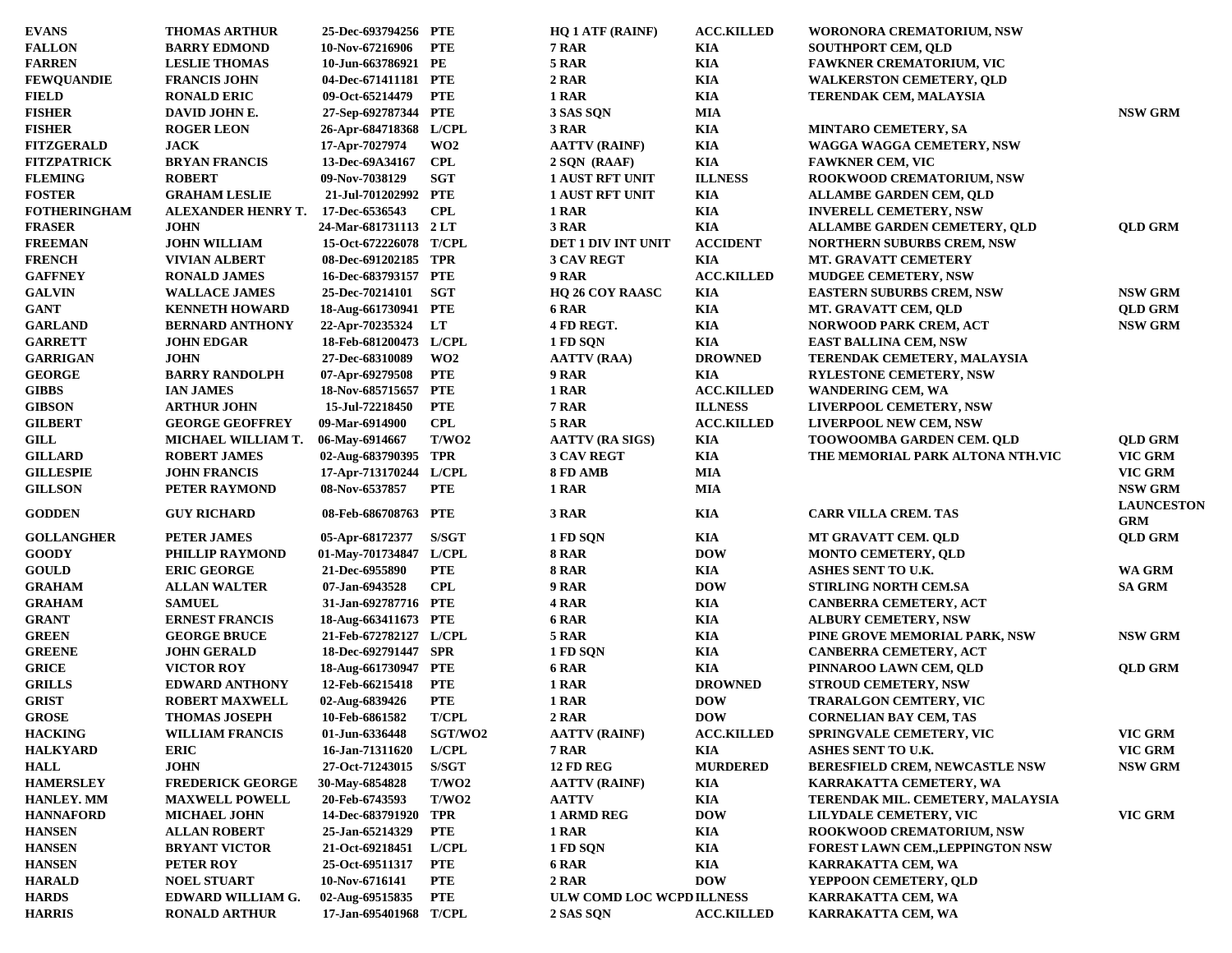| | | | | | | | |
|---|---|---|---|---|---|---|---|
| EVANS | THOMAS ARTHUR | 25-Dec-693794256 | PTE | HQ 1 ATF (RAINF) | ACC.KILLED | WORONORA CREMATORIUM, NSW | |
| FALLON | BARRY EDMOND | 10-Nov-67216906 | PTE | 7 RAR | KIA | SOUTHPORT CEM, QLD | |
| FARREN | LESLIE THOMAS | 10-Jun-663786921 | PE | 5 RAR | KIA | FAWKNER CREMATORIUM, VIC | |
| FEWQUANDIE | FRANCIS JOHN | 04-Dec-671411181 | PTE | 2 RAR | KIA | WALKERSTON CEMETERY, QLD | |
| FIELD | RONALD ERIC | 09-Oct-65214479 | PTE | 1 RAR | KIA | TERENDAK CEM, MALAYSIA | |
| FISHER | DAVID JOHN E. | 27-Sep-692787344 | PTE | 3 SAS SQN | MIA | | NSW GRM |
| FISHER | ROGER LEON | 26-Apr-684718368 | L/CPL | 3 RAR | KIA | MINTARO CEMETERY, SA | |
| FITZGERALD | JACK | 17-Apr-7027974 | WO2 | AATTV (RAINF) | KIA | WAGGA WAGGA CEMETERY, NSW | |
| FITZPATRICK | BRYAN FRANCIS | 13-Dec-69A34167 | CPL | 2 SQN (RAAF) | KIA | FAWKNER CEM, VIC | |
| FLEMING | ROBERT | 09-Nov-7038129 | SGT | 1 AUST RFT UNIT | ILLNESS | ROOKWOOD CREMATORIUM, NSW | |
| FOSTER | GRAHAM LESLIE | 21-Jul-701202992 | PTE | 1 AUST RFT UNIT | KIA | ALLAMBE GARDEN CEM, QLD | |
| FOTHERINGHAM | ALEXANDER HENRY T. | 17-Dec-6536543 | CPL | 1 RAR | KIA | INVERELL CEMETERY, NSW | |
| FRASER | JOHN | 24-Mar-681731113 | 2 LT | 3 RAR | KIA | ALLAMBE GARDEN CEMETERY, QLD | QLD GRM |
| FREEMAN | JOHN WILLIAM | 15-Oct-672226078 | T/CPL | DET 1 DIV INT UNIT | ACCIDENT | NORTHERN SUBURBS CREM, NSW | |
| FRENCH | VIVIAN ALBERT | 08-Dec-691202185 | TPR | 3 CAV REGT | KIA | MT. GRAVATT CEMETERY | |
| GAFFNEY | RONALD JAMES | 16-Dec-683793157 | PTE | 9 RAR | ACC.KILLED | MUDGEE CEMETERY, NSW | |
| GALVIN | WALLACE JAMES | 25-Dec-70214101 | SGT | HQ 26 COY RAASC | KIA | EASTERN SUBURBS CREM, NSW | NSW GRM |
| GANT | KENNETH HOWARD | 18-Aug-661730941 | PTE | 6 RAR | KIA | MT. GRAVATT CEM, QLD | QLD GRM |
| GARLAND | BERNARD ANTHONY | 22-Apr-70235324 | LT | 4 FD REGT. | KIA | NORWOOD PARK CREM, ACT | NSW GRM |
| GARRETT | JOHN EDGAR | 18-Feb-681200473 | L/CPL | 1 FD SQN | KIA | EAST BALLINA CEM, NSW | |
| GARRIGAN | JOHN | 27-Dec-68310089 | WO2 | AATTV (RAA) | DROWNED | TERENDAK CEMETERY, MALAYSIA | |
| GEORGE | BARRY RANDOLPH | 07-Apr-69279508 | PTE | 9 RAR | KIA | RYLESTONE CEMETERY, NSW | |
| GIBBS | IAN JAMES | 18-Nov-685715657 | PTE | 1 RAR | ACC.KILLED | WANDERING CEM, WA | |
| GIBSON | ARTHUR JOHN | 15-Jul-72218450 | PTE | 7 RAR | ILLNESS | LIVERPOOL CEMETERY, NSW | |
| GILBERT | GEORGE GEOFFREY | 09-Mar-6914900 | CPL | 5 RAR | ACC.KILLED | LIVERPOOL NEW CEM, NSW | |
| GILL | MICHAEL WILLIAM T. | 06-May-6914667 | T/WO2 | AATTV (RA SIGS) | KIA | TOOWOOMBA GARDEN CEM. QLD | QLD GRM |
| GILLARD | ROBERT JAMES | 02-Aug-683790395 | TPR | 3 CAV REGT | KIA | THE MEMORIAL PARK ALTONA NTH.VIC | VIC GRM |
| GILLESPIE | JOHN FRANCIS | 17-Apr-713170244 | L/CPL | 8 FD AMB | MIA | | VIC GRM |
| GILLSON | PETER RAYMOND | 08-Nov-6537857 | PTE | 1 RAR | MIA | | NSW GRM |
| GODDEN | GUY RICHARD | 08-Feb-686708763 | PTE | 3 RAR | KIA | CARR VILLA CREM. TAS | LAUNCESTON GRM |
| GOLLANGHER | PETER JAMES | 05-Apr-68172377 | S/SGT | 1 FD SQN | KIA | MT GRAVATT CEM. QLD | QLD GRM |
| GOODY | PHILLIP RAYMOND | 01-May-701734847 | L/CPL | 8 RAR | DOW | MONTO CEMETERY, QLD | |
| GOULD | ERIC GEORGE | 21-Dec-6955890 | PTE | 8 RAR | KIA | ASHES SENT TO U.K. | WA GRM |
| GRAHAM | ALLAN WALTER | 07-Jan-6943528 | CPL | 9 RAR | DOW | STIRLING NORTH CEM.SA | SA GRM |
| GRAHAM | SAMUEL | 31-Jan-692787716 | PTE | 4 RAR | KIA | CANBERRA CEMETERY, ACT | |
| GRANT | ERNEST FRANCIS | 18-Aug-663411673 | PTE | 6 RAR | KIA | ALBURY CEMETERY, NSW | |
| GREEN | GEORGE BRUCE | 21-Feb-672782127 | L/CPL | 5 RAR | KIA | PINE GROVE MEMORIAL PARK, NSW | NSW GRM |
| GREENE | JOHN GERALD | 18-Dec-692791447 | SPR | 1 FD SQN | KIA | CANBERRA CEMETERY, ACT | |
| GRICE | VICTOR ROY | 18-Aug-661730947 | PTE | 6 RAR | KIA | PINNAROO LAWN CEM, QLD | QLD GRM |
| GRILLS | EDWARD ANTHONY | 12-Feb-66215418 | PTE | 1 RAR | DROWNED | STROUD CEMETERY, NSW | |
| GRIST | ROBERT MAXWELL | 02-Aug-6839426 | PTE | 1 RAR | DOW | TRARALGON CEMTERY, VIC | |
| GROSE | THOMAS JOSEPH | 10-Feb-6861582 | T/CPL | 2 RAR | DOW | CORNELIAN BAY CEM, TAS | |
| HACKING | WILLIAM FRANCIS | 01-Jun-6336448 | SGT/WO2 | AATTV (RAINF) | ACC.KILLED | SPRINGVALE CEMETERY, VIC | VIC GRM |
| HALKYARD | ERIC | 16-Jan-71311620 | L/CPL | 7 RAR | KIA | ASHES SENT TO U.K. | VIC GRM |
| HALL | JOHN | 27-Oct-71243015 | S/SGT | 12 FD REG | MURDERED | BERESFIELD CREM, NEWCASTLE NSW | NSW GRM |
| HAMERSLEY | FREDERICK GEORGE | 30-May-6854828 | T/WO2 | AATTV (RAINF) | KIA | KARRAKATTA CEMETERY, WA | |
| HANLEY. MM | MAXWELL POWELL | 20-Feb-6743593 | T/WO2 | AATTV | KIA | TERENDAK MIL. CEMETERY, MALAYSIA | |
| HANNAFORD | MICHAEL JOHN | 14-Dec-683791920 | TPR | 1 ARMD REG | DOW | LILYDALE CEMETERY, VIC | VIC GRM |
| HANSEN | ALLAN ROBERT | 25-Jan-65214329 | PTE | 1 RAR | KIA | ROOKWOOD CREMATORIUM, NSW | |
| HANSEN | BRYANT VICTOR | 21-Oct-69218451 | L/CPL | 1 FD SQN | KIA | FOREST LAWN CEM.,LEPPINGTON NSW | |
| HANSEN | PETER ROY | 25-Oct-69511317 | PTE | 6 RAR | KIA | KARRAKATTA CEM, WA | |
| HARALD | NOEL STUART | 10-Nov-6716141 | PTE | 2 RAR | DOW | YEPPOON CEMETERY, QLD | |
| HARDS | EDWARD WILLIAM G. | 02-Aug-69515835 | PTE | ULW COMD LOC WCPD | ILLNESS | KARRAKATTA CEM, WA | |
| HARRIS | RONALD ARTHUR | 17-Jan-695401968 | T/CPL | 2 SAS SQN | ACC.KILLED | KARRAKATTA CEM, WA | |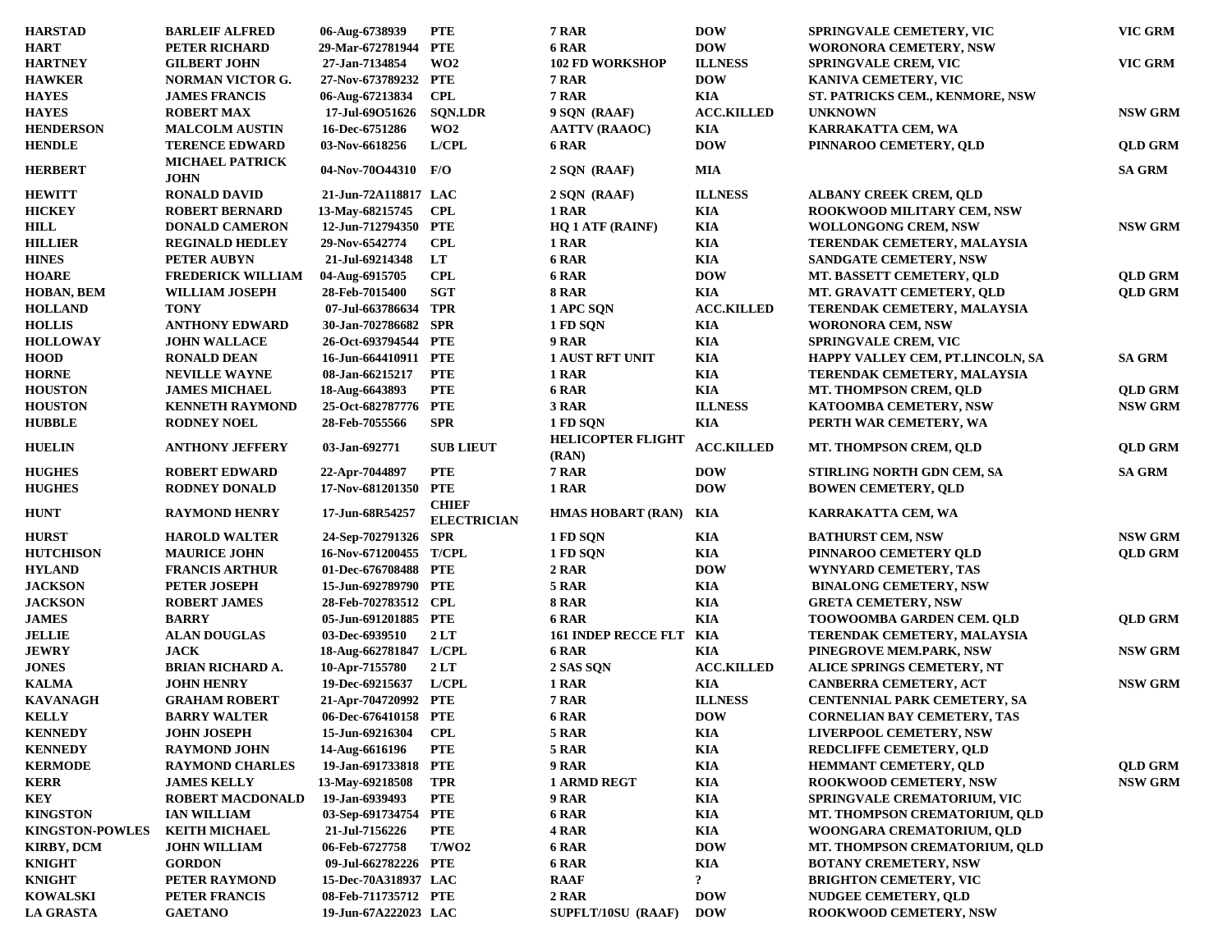| | | | | | | | |
|---|---|---|---|---|---|---|---|
| HARSTAD | BARLEIF ALFRED | 06-Aug-6738939 | PTE | 7 RAR | DOW | SPRINGVALE CEMETERY, VIC | VIC GRM |
| HART | PETER RICHARD | 29-Mar-672781944 | PTE | 6 RAR | DOW | WORONORA CEMETERY, NSW | |
| HARTNEY | GILBERT JOHN | 27-Jan-7134854 | WO2 | 102 FD WORKSHOP | ILLNESS | SPRINGVALE CREM, VIC | VIC GRM |
| HAWKER | NORMAN VICTOR G. | 27-Nov-673789232 | PTE | 7 RAR | DOW | KANIVA CEMETERY, VIC | |
| HAYES | JAMES FRANCIS | 06-Aug-67213834 | CPL | 7 RAR | KIA | ST. PATRICKS CEM., KENMORE, NSW | |
| HAYES | ROBERT MAX | 17-Jul-69O51626 | SQN.LDR | 9 SQN (RAAF) | ACC.KILLED | UNKNOWN | NSW GRM |
| HENDERSON | MALCOLM AUSTIN | 16-Dec-6751286 | WO2 | AATTV (RAAOC) | KIA | KARRAKATTA CEM, WA | |
| HENDLE | TERENCE EDWARD | 03-Nov-6618256 | L/CPL | 6 RAR | DOW | PINNAROO CEMETERY, QLD | QLD GRM |
| HERBERT | MICHAEL PATRICK JOHN | 04-Nov-70O44310 | F/O | 2 SQN (RAAF) | MIA | | SA GRM |
| HEWITT | RONALD DAVID | 21-Jun-72A118817 | LAC | 2 SQN (RAAF) | ILLNESS | ALBANY CREEK CREM, QLD | |
| HICKEY | ROBERT BERNARD | 13-May-68215745 | CPL | 1 RAR | KIA | ROOKWOOD MILITARY CEM, NSW | |
| HILL | DONALD CAMERON | 12-Jun-712794350 | PTE | HQ 1 ATF (RAINF) | KIA | WOLLONGONG CREM, NSW | NSW GRM |
| HILLIER | REGINALD HEDLEY | 29-Nov-6542774 | CPL | 1 RAR | KIA | TERENDAK CEMETERY, MALAYSIA | |
| HINES | PETER AUBYN | 21-Jul-69214348 | LT | 6 RAR | KIA | SANDGATE CEMETERY, NSW | |
| HOARE | FREDERICK WILLIAM | 04-Aug-6915705 | CPL | 6 RAR | DOW | MT. BASSETT CEMETERY, QLD | QLD GRM |
| HOBAN, BEM | WILLIAM JOSEPH | 28-Feb-7015400 | SGT | 8 RAR | KIA | MT. GRAVATT CEMETERY, QLD | QLD GRM |
| HOLLAND | TONY | 07-Jul-663786634 | TPR | 1 APC SQN | ACC.KILLED | TERENDAK CEMETERY, MALAYSIA | |
| HOLLIS | ANTHONY EDWARD | 30-Jan-702786682 | SPR | 1 FD SQN | KIA | WORONORA CEM, NSW | |
| HOLLOWAY | JOHN WALLACE | 26-Oct-693794544 | PTE | 9 RAR | KIA | SPRINGVALE CREM, VIC | |
| HOOD | RONALD DEAN | 16-Jun-664410911 | PTE | 1 AUST RFT UNIT | KIA | HAPPY VALLEY CEM, PT.LINCOLN, SA | SA GRM |
| HORNE | NEVILLE WAYNE | 08-Jan-66215217 | PTE | 1 RAR | KIA | TERENDAK CEMETERY, MALAYSIA | |
| HOUSTON | JAMES MICHAEL | 18-Aug-6643893 | PTE | 6 RAR | KIA | MT. THOMPSON CREM, QLD | QLD GRM |
| HOUSTON | KENNETH RAYMOND | 25-Oct-682787776 | PTE | 3 RAR | ILLNESS | KATOOMBA CEMETERY, NSW | NSW GRM |
| HUBBLE | RODNEY NOEL | 28-Feb-7055566 | SPR | 1 FD SQN | KIA | PERTH WAR CEMETERY, WA | |
| HUELIN | ANTHONY JEFFERY | 03-Jan-692771 | SUB LIEUT | HELICOPTER FLIGHT (RAN) | ACC.KILLED | MT. THOMPSON CREM, QLD | QLD GRM |
| HUGHES | ROBERT EDWARD | 22-Apr-7044897 | PTE | 7 RAR | DOW | STIRLING NORTH GDN CEM, SA | SA GRM |
| HUGHES | RODNEY DONALD | 17-Nov-681201350 | PTE | 1 RAR | DOW | BOWEN CEMETERY, QLD | |
| HUNT | RAYMOND HENRY | 17-Jun-68R54257 | CHIEF ELECTRICIAN | HMAS HOBART (RAN) | KIA | KARRAKATTA CEM, WA | |
| HURST | HAROLD WALTER | 24-Sep-702791326 | SPR | 1 FD SQN | KIA | BATHURST CEM, NSW | NSW GRM |
| HUTCHISON | MAURICE JOHN | 16-Nov-671200455 | T/CPL | 1 FD SQN | KIA | PINNAROO CEMETERY QLD | QLD GRM |
| HYLAND | FRANCIS ARTHUR | 01-Dec-676708488 | PTE | 2 RAR | DOW | WYNYARD CEMETERY, TAS | |
| JACKSON | PETER JOSEPH | 15-Jun-692789790 | PTE | 5 RAR | KIA | BINALONG CEMETERY, NSW | |
| JACKSON | ROBERT JAMES | 28-Feb-702783512 | CPL | 8 RAR | KIA | GRETA CEMETERY, NSW | |
| JAMES | BARRY | 05-Jun-691201885 | PTE | 6 RAR | KIA | TOOWOOMBA GARDEN CEM. QLD | QLD GRM |
| JELLIE | ALAN DOUGLAS | 03-Dec-6939510 | 2 LT | 161 INDEP RECCE FLT | KIA | TERENDAK CEMETERY, MALAYSIA | |
| JEWRY | JACK | 18-Aug-662781847 | L/CPL | 6 RAR | KIA | PINEGROVE MEM.PARK, NSW | NSW GRM |
| JONES | BRIAN RICHARD A. | 10-Apr-7155780 | 2 LT | 2 SAS SQN | ACC.KILLED | ALICE SPRINGS CEMETERY, NT | |
| KALMA | JOHN HENRY | 19-Dec-69215637 | L/CPL | 1 RAR | KIA | CANBERRA CEMETERY, ACT | NSW GRM |
| KAVANAGH | GRAHAM ROBERT | 21-Apr-704720992 | PTE | 7 RAR | ILLNESS | CENTENNIAL PARK CEMETERY, SA | |
| KELLY | BARRY WALTER | 06-Dec-676410158 | PTE | 6 RAR | DOW | CORNELIAN BAY CEMETERY, TAS | |
| KENNEDY | JOHN JOSEPH | 15-Jun-69216304 | CPL | 5 RAR | KIA | LIVERPOOL CEMETERY, NSW | |
| KENNEDY | RAYMOND JOHN | 14-Aug-6616196 | PTE | 5 RAR | KIA | REDCLIFFE CEMETERY, QLD | |
| KERMODE | RAYMOND CHARLES | 19-Jan-691733818 | PTE | 9 RAR | KIA | HEMMANT CEMETERY, QLD | QLD GRM |
| KERR | JAMES KELLY | 13-May-69218508 | TPR | 1 ARMD REGT | KIA | ROOKWOOD CEMETERY, NSW | NSW GRM |
| KEY | ROBERT MACDONALD | 19-Jan-6939493 | PTE | 9 RAR | KIA | SPRINGVALE CREMATORIUM, VIC | |
| KINGSTON | IAN WILLIAM | 03-Sep-691734754 | PTE | 6 RAR | KIA | MT. THOMPSON CREMATORIUM, QLD | |
| KINGSTON-POWLES | KEITH MICHAEL | 21-Jul-7156226 | PTE | 4 RAR | KIA | WOONGARA CREMATORIUM, QLD | |
| KIRBY, DCM | JOHN WILLIAM | 06-Feb-6727758 | T/WO2 | 6 RAR | DOW | MT. THOMPSON CREMATORIUM, QLD | |
| KNIGHT | GORDON | 09-Jul-662782226 | PTE | 6 RAR | KIA | BOTANY CREMETERY, NSW | |
| KNIGHT | PETER RAYMOND | 15-Dec-70A318937 | LAC | RAAF | ? | BRIGHTON CEMETERY, VIC | |
| KOWALSKI | PETER FRANCIS | 08-Feb-711735712 | PTE | 2 RAR | DOW | NUDGEE CEMETERY, QLD | |
| LA GRASTA | GAETANO | 19-Jun-67A222023 | LAC | SUPFLT/10SU (RAAF) | DOW | ROOKWOOD CEMETERY, NSW | |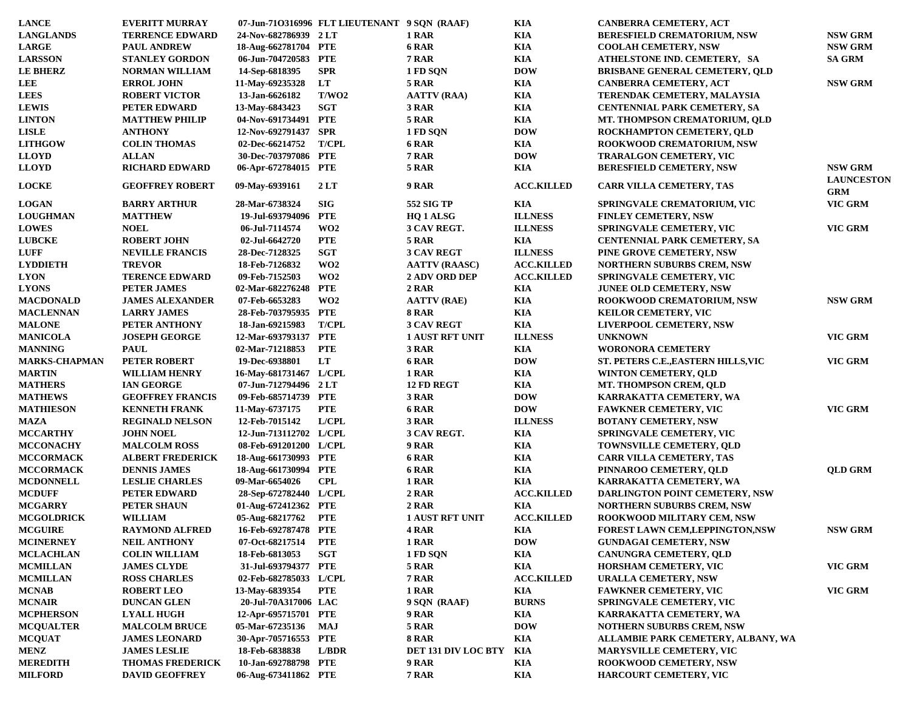| | | | | | | | |
|---|---|---|---|---|---|---|---|
| LANCE | EVERITT MURRAY | 07-Jun-71O316996 | FLT LIEUTENANT | 9 SQN (RAAF) | KIA | CANBERRA CEMETERY, ACT | |
| LANGLANDS | TERRENCE EDWARD | 24-Nov-682786939 | 2 LT | 1 RAR | KIA | BERESFIELD CREMATORIUM, NSW | NSW GRM |
| LARGE | PAUL ANDREW | 18-Aug-662781704 | PTE | 6 RAR | KIA | COOLAH CEMETERY, NSW | NSW GRM |
| LARSSON | STANLEY GORDON | 06-Jun-704720583 | PTE | 7 RAR | KIA | ATHELSTONE IND. CEMETERY, SA | SA GRM |
| LE BHERZ | NORMAN WILLIAM | 14-Sep-6818395 | SPR | 1 FD SQN | DOW | BRISBANE GENERAL CEMETERY, QLD | |
| LEE | ERROL JOHN | 11-May-69235328 | LT | 5 RAR | KIA | CANBERRA CEMETERY, ACT | NSW GRM |
| LEES | ROBERT VICTOR | 13-Jan-6626182 | T/WO2 | AATTV (RAA) | KIA | TERENDAK CEMETERY, MALAYSIA | |
| LEWIS | PETER EDWARD | 13-May-6843423 | SGT | 3 RAR | KIA | CENTENNIAL PARK CEMETERY, SA | |
| LINTON | MATTHEW PHILIP | 04-Nov-691734491 | PTE | 5 RAR | KIA | MT. THOMPSON CREMATORIUM, QLD | |
| LISLE | ANTHONY | 12-Nov-692791437 | SPR | 1 FD SQN | DOW | ROCKHAMPTON CEMETERY, QLD | |
| LITHGOW | COLIN THOMAS | 02-Dec-66214752 | T/CPL | 6 RAR | KIA | ROOKWOOD CREMATORIUM, NSW | |
| LLOYD | ALLAN | 30-Dec-703797086 | PTE | 7 RAR | DOW | TRARALGON CEMETERY, VIC | |
| LLOYD | RICHARD EDWARD | 06-Apr-672784015 | PTE | 5 RAR | KIA | BERESFIELD CEMETERY, NSW | NSW GRM |
| LOCKE | GEOFFREY ROBERT | 09-May-6939161 | 2 LT | 9 RAR | ACC.KILLED | CARR VILLA CEMETERY, TAS | LAUNCESTON GRM |
| LOGAN | BARRY ARTHUR | 28-Mar-6738324 | SIG | 552 SIG TP | KIA | SPRINGVALE CREMATORIUM, VIC | VIC GRM |
| LOUGHMAN | MATTHEW | 19-Jul-693794096 | PTE | HQ 1 ALSG | ILLNESS | FINLEY CEMETERY, NSW | |
| LOWES | NOEL | 06-Jul-7114574 | WO2 | 3 CAV REGT. | ILLNESS | SPRINGVALE CEMETERY, VIC | VIC GRM |
| LUBCKE | ROBERT JOHN | 02-Jul-6642720 | PTE | 5 RAR | KIA | CENTENNIAL PARK CEMETERY, SA | |
| LUFF | NEVILLE FRANCIS | 28-Dec-7128325 | SGT | 3 CAV REGT | ILLNESS | PINE GROVE CEMETERY, NSW | |
| LYDDIETH | TREVOR | 18-Feb-7126832 | WO2 | AATTV (RAASC) | ACC.KILLED | NORTHERN SUBURBS CREM, NSW | |
| LYON | TERENCE EDWARD | 09-Feb-7152503 | WO2 | 2 ADV ORD DEP | ACC.KILLED | SPRINGVALE CEMETERY, VIC | |
| LYONS | PETER JAMES | 02-Mar-682276248 | PTE | 2 RAR | KIA | JUNEE OLD CEMETERY, NSW | |
| MACDONALD | JAMES ALEXANDER | 07-Feb-6653283 | WO2 | AATTV (RAE) | KIA | ROOKWOOD CREMATORIUM, NSW | NSW GRM |
| MACLENNAN | LARRY JAMES | 28-Feb-703795935 | PTE | 8 RAR | KIA | KEILOR CEMETERY, VIC | |
| MALONE | PETER ANTHONY | 18-Jan-69215983 | T/CPL | 3 CAV REGT | KIA | LIVERPOOL CEMETERY, NSW | |
| MANICOLA | JOSEPH GEORGE | 12-Mar-693793137 | PTE | 1 AUST RFT UNIT | ILLNESS | UNKNOWN | VIC GRM |
| MANNING | PAUL | 02-Mar-71218853 | PTE | 3 RAR | KIA | WORONORA CEMETERY | |
| MARKS-CHAPMAN | PETER ROBERT | 19-Dec-6938801 | LT | 6 RAR | DOW | ST. PETERS C.E.,EASTERN HILLS,VIC | VIC GRM |
| MARTIN | WILLIAM HENRY | 16-May-681731467 | L/CPL | 1 RAR | KIA | WINTON CEMETERY, QLD | |
| MATHERS | IAN GEORGE | 07-Jun-712794496 | 2 LT | 12 FD REGT | KIA | MT. THOMPSON CREM, QLD | |
| MATHEWS | GEOFFREY FRANCIS | 09-Feb-685714739 | PTE | 3 RAR | DOW | KARRAKATTA CEMETERY, WA | |
| MATHIESON | KENNETH FRANK | 11-May-6737175 | PTE | 6 RAR | DOW | FAWKNER CEMETERY, VIC | VIC GRM |
| MAZA | REGINALD NELSON | 12-Feb-7015142 | L/CPL | 3 RAR | ILLNESS | BOTANY CEMETERY, NSW | |
| MCCARTHY | JOHN NOEL | 12-Jun-713112702 | L/CPL | 3 CAV REGT. | KIA | SPRINGVALE CEMETERY, VIC | |
| MCCONACHY | MALCOLM ROSS | 08-Feb-691201200 | L/CPL | 9 RAR | KIA | TOWNSVILLE CEMETERY, QLD | |
| MCCORMACK | ALBERT FREDERICK | 18-Aug-661730993 | PTE | 6 RAR | KIA | CARR VILLA CEMETERY, TAS | |
| MCCORMACK | DENNIS JAMES | 18-Aug-661730994 | PTE | 6 RAR | KIA | PINNAROO CEMETERY, QLD | QLD GRM |
| MCDONNELL | LESLIE CHARLES | 09-Mar-6654026 | CPL | 1 RAR | KIA | KARRAKATTA CEMETERY, WA | |
| MCDUFF | PETER EDWARD | 28-Sep-672782440 | L/CPL | 2 RAR | ACC.KILLED | DARLINGTON POINT CEMETERY, NSW | |
| MCGARRY | PETER SHAUN | 01-Aug-672412362 | PTE | 2 RAR | KIA | NORTHERN SUBURBS CREM, NSW | |
| MCGOLDRICK | WILLIAM | 05-Aug-68217762 | PTE | 1 AUST RFT UNIT | ACC.KILLED | ROOKWOOD MILITARY CEM, NSW | |
| MCGUIRE | RAYMOND ALFRED | 16-Feb-692787478 | PTE | 4 RAR | KIA | FOREST LAWN CEM,LEPPINGTON,NSW | NSW GRM |
| MCINERNEY | NEIL ANTHONY | 07-Oct-68217514 | PTE | 1 RAR | DOW | GUNDAGAI CEMETERY, NSW | |
| MCLACHLAN | COLIN WILLIAM | 18-Feb-6813053 | SGT | 1 FD SQN | KIA | CANUNGRA CEMETERY, QLD | |
| MCMILLAN | JAMES CLYDE | 31-Jul-693794377 | PTE | 5 RAR | KIA | HORSHAM CEMETERY, VIC | VIC GRM |
| MCMILLAN | ROSS CHARLES | 02-Feb-682785033 | L/CPL | 7 RAR | ACC.KILLED | URALLA CEMETERY, NSW | |
| MCNAB | ROBERT LEO | 13-May-6839354 | PTE | 1 RAR | KIA | FAWKNER CEMETERY, VIC | VIC GRM |
| MCNAIR | DUNCAN GLEN | 20-Jul-70A317006 | LAC | 9 SQN (RAAF) | BURNS | SPRINGVALE CEMETERY, VIC | |
| MCPHERSON | LYALL HUGH | 12-Apr-695715701 | PTE | 9 RAR | KIA | KARRAKATTA CEMETERY, WA | |
| MCQUALTER | MALCOLM BRUCE | 05-Mar-67235136 | MAJ | 5 RAR | DOW | NOTHERN SUBURBS CREM, NSW | |
| MCQUAT | JAMES LEONARD | 30-Apr-705716553 | PTE | 8 RAR | KIA | ALLAMBIE PARK CEMETERY, ALBANY, WA | |
| MENZ | JAMES LESLIE | 18-Feb-6838838 | L/BDR | DET 131 DIV LOC BTY | KIA | MARYSVILLE CEMETERY, VIC | |
| MEREDITH | THOMAS FREDERICK | 10-Jan-692788798 | PTE | 9 RAR | KIA | ROOKWOOD CEMETERY, NSW | |
| MILFORD | DAVID GEOFFREY | 06-Aug-673411862 | PTE | 7 RAR | KIA | HARCOURT CEMETERY, VIC | |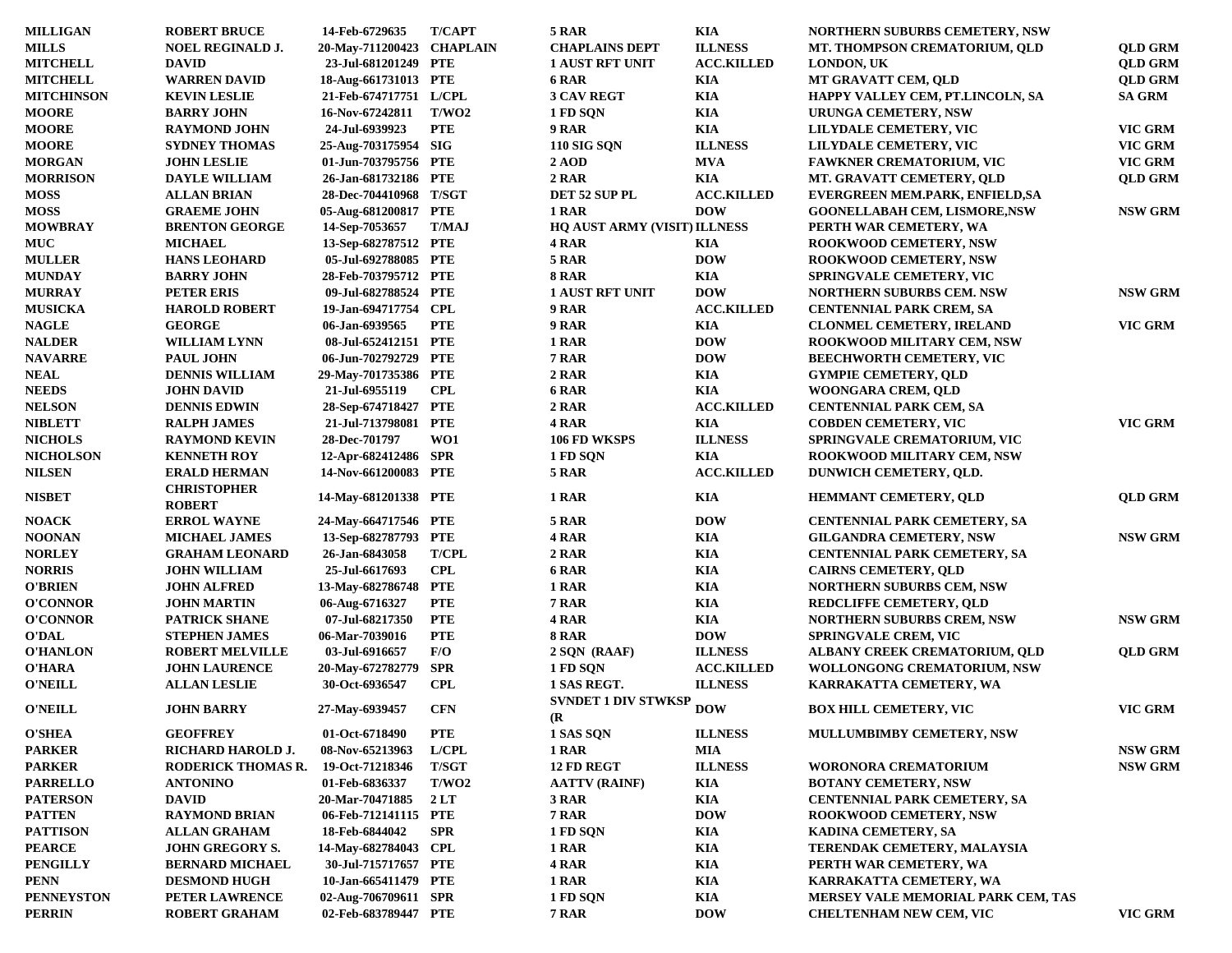| | | | | | | | |
|---|---|---|---|---|---|---|---|
| MILLIGAN | ROBERT BRUCE | 14-Feb-6729635 | T/CAPT | 5 RAR | KIA | NORTHERN SUBURBS CEMETERY, NSW | |
| MILLS | NOEL REGINALD J. | 20-May-711200423 | CHAPLAIN | CHAPLAINS DEPT | ILLNESS | MT. THOMPSON CREMATORIUM, QLD | QLD GRM |
| MITCHELL | DAVID | 23-Jul-681201249 | PTE | 1 AUST RFT UNIT | ACC.KILLED | LONDON, UK | QLD GRM |
| MITCHELL | WARREN DAVID | 18-Aug-661731013 | PTE | 6 RAR | KIA | MT GRAVATT CEM, QLD | QLD GRM |
| MITCHINSON | KEVIN LESLIE | 21-Feb-674717751 | L/CPL | 3 CAV REGT | KIA | HAPPY VALLEY CEM, PT.LINCOLN, SA | SA GRM |
| MOORE | BARRY JOHN | 16-Nov-67242811 | T/WO2 | 1 FD SQN | KIA | URUNGA CEMETERY, NSW | |
| MOORE | RAYMOND JOHN | 24-Jul-6939923 | PTE | 9 RAR | KIA | LILYDALE CEMETERY, VIC | VIC GRM |
| MOORE | SYDNEY THOMAS | 25-Aug-703175954 | SIG | 110 SIG SQN | ILLNESS | LILYDALE CEMETERY, VIC | VIC GRM |
| MORGAN | JOHN LESLIE | 01-Jun-703795756 | PTE | 2 AOD | MVA | FAWKNER CREMATORIUM, VIC | VIC GRM |
| MORRISON | DAYLE WILLIAM | 26-Jan-681732186 | PTE | 2 RAR | KIA | MT. GRAVATT CEMETERY, QLD | QLD GRM |
| MOSS | ALLAN BRIAN | 28-Dec-704410968 | T/SGT | DET 52 SUP PL | ACC.KILLED | EVERGREEN MEM.PARK, ENFIELD,SA | |
| MOSS | GRAEME JOHN | 05-Aug-681200817 | PTE | 1 RAR | DOW | GOONELLABAH CEM, LISMORE,NSW | NSW GRM |
| MOWBRAY | BRENTON GEORGE | 14-Sep-7053657 | T/MAJ | HQ AUST ARMY (VISIT) | ILLNESS | PERTH WAR CEMETERY, WA | |
| MUC | MICHAEL | 13-Sep-682787512 | PTE | 4 RAR | KIA | ROOKWOOD CEMETERY, NSW | |
| MULLER | HANS LEOHARD | 05-Jul-692788085 | PTE | 5 RAR | DOW | ROOKWOOD CEMETERY, NSW | |
| MUNDAY | BARRY JOHN | 28-Feb-703795712 | PTE | 8 RAR | KIA | SPRINGVALE CEMETERY, VIC | |
| MURRAY | PETER ERIS | 09-Jul-682788524 | PTE | 1 AUST RFT UNIT | DOW | NORTHERN SUBURBS CEM. NSW | NSW GRM |
| MUSICKA | HAROLD ROBERT | 19-Jan-694717754 | CPL | 9 RAR | ACC.KILLED | CENTENNIAL PARK CREM, SA | |
| NAGLE | GEORGE | 06-Jan-6939565 | PTE | 9 RAR | KIA | CLONMEL CEMETERY, IRELAND | VIC GRM |
| NALDER | WILLIAM LYNN | 08-Jul-652412151 | PTE | 1 RAR | DOW | ROOKWOOD MILITARY CEM, NSW | |
| NAVARRE | PAUL JOHN | 06-Jun-702792729 | PTE | 7 RAR | DOW | BEECHWORTH CEMETERY, VIC | |
| NEAL | DENNIS WILLIAM | 29-May-701735386 | PTE | 2 RAR | KIA | GYMPIE CEMETERY, QLD | |
| NEEDS | JOHN DAVID | 21-Jul-6955119 | CPL | 6 RAR | KIA | WOONGARA CREM, QLD | |
| NELSON | DENNIS EDWIN | 28-Sep-674718427 | PTE | 2 RAR | ACC.KILLED | CENTENNIAL PARK CEM, SA | |
| NIBLETT | RALPH JAMES | 21-Jul-713798081 | PTE | 4 RAR | KIA | COBDEN CEMETERY, VIC | VIC GRM |
| NICHOLS | RAYMOND KEVIN | 28-Dec-701797 | WO1 | 106 FD WKSPS | ILLNESS | SPRINGVALE CREMATORIUM, VIC | |
| NICHOLSON | KENNETH ROY | 12-Apr-682412486 | SPR | 1 FD SQN | KIA | ROOKWOOD MILITARY CEM, NSW | |
| NILSEN | ERALD HERMAN | 14-Nov-661200083 | PTE | 5 RAR | ACC.KILLED | DUNWICH CEMETERY, QLD. | |
| NISBET | CHRISTOPHER ROBERT | 14-May-681201338 | PTE | 1 RAR | KIA | HEMMANT CEMETERY, QLD | QLD GRM |
| NOACK | ERROL WAYNE | 24-May-664717546 | PTE | 5 RAR | DOW | CENTENNIAL PARK CEMETERY, SA | |
| NOONAN | MICHAEL JAMES | 13-Sep-682787793 | PTE | 4 RAR | KIA | GILGANDRA CEMETERY, NSW | NSW GRM |
| NORLEY | GRAHAM LEONARD | 26-Jan-6843058 | T/CPL | 2 RAR | KIA | CENTENNIAL PARK CEMETERY, SA | |
| NORRIS | JOHN WILLIAM | 25-Jul-6617693 | CPL | 6 RAR | KIA | CAIRNS CEMETERY, QLD | |
| O'BRIEN | JOHN ALFRED | 13-May-682786748 | PTE | 1 RAR | KIA | NORTHERN SUBURBS CEM, NSW | |
| O'CONNOR | JOHN MARTIN | 06-Aug-6716327 | PTE | 7 RAR | KIA | REDCLIFFE CEMETERY, QLD | |
| O'CONNOR | PATRICK SHANE | 07-Jul-68217350 | PTE | 4 RAR | KIA | NORTHERN SUBURBS CREM, NSW | NSW GRM |
| O'DAL | STEPHEN JAMES | 06-Mar-7039016 | PTE | 8 RAR | DOW | SPRINGVALE CREM, VIC | |
| O'HANLON | ROBERT MELVILLE | 03-Jul-6916657 | F/O | 2 SQN (RAAF) | ILLNESS | ALBANY CREEK CREMATORIUM, QLD | QLD GRM |
| O'HARA | JOHN LAURENCE | 20-May-672782779 | SPR | 1 FD SQN | ACC.KILLED | WOLLONGONG CREMATORIUM, NSW | |
| O'NEILL | ALLAN LESLIE | 30-Oct-6936547 | CPL | 1 SAS REGT. | ILLNESS | KARRAKATTA CEMETERY, WA | |
| O'NEILL | JOHN BARRY | 27-May-6939457 | CFN | SVNDET 1 DIV STWKSP (R | DOW | BOX HILL CEMETERY, VIC | VIC GRM |
| O'SHEA | GEOFFREY | 01-Oct-6718490 | PTE | 1 SAS SQN | ILLNESS | MULLUMBIMBY CEMETERY, NSW | |
| PARKER | RICHARD HAROLD J. | 08-Nov-65213963 | L/CPL | 1 RAR | MIA | | NSW GRM |
| PARKER | RODERICK THOMAS R. | 19-Oct-71218346 | T/SGT | 12 FD REGT | ILLNESS | WORONORA CREMATORIUM | NSW GRM |
| PARRELLO | ANTONINO | 01-Feb-6836337 | T/WO2 | AATTV (RAINF) | KIA | BOTANY CEMETERY, NSW | |
| PATERSON | DAVID | 20-Mar-70471885 | 2 LT | 3 RAR | KIA | CENTENNIAL PARK CEMETERY, SA | |
| PATTEN | RAYMOND BRIAN | 06-Feb-712141115 | PTE | 7 RAR | DOW | ROOKWOOD CEMETERY, NSW | |
| PATTISON | ALLAN GRAHAM | 18-Feb-6844042 | SPR | 1 FD SQN | KIA | KADINA CEMETERY, SA | |
| PEARCE | JOHN GREGORY S. | 14-May-682784043 | CPL | 1 RAR | KIA | TERENDAK CEMETERY, MALAYSIA | |
| PENGILLY | BERNARD MICHAEL | 30-Jul-715717657 | PTE | 4 RAR | KIA | PERTH WAR CEMETERY, WA | |
| PENN | DESMOND HUGH | 10-Jan-665411479 | PTE | 1 RAR | KIA | KARRAKATTA CEMETERY, WA | |
| PENNEYSTON | PETER LAWRENCE | 02-Aug-706709611 | SPR | 1 FD SQN | KIA | MERSEY VALE MEMORIAL PARK CEM, TAS | |
| PERRIN | ROBERT GRAHAM | 02-Feb-683789447 | PTE | 7 RAR | DOW | CHELTENHAM NEW CEM, VIC | VIC GRM |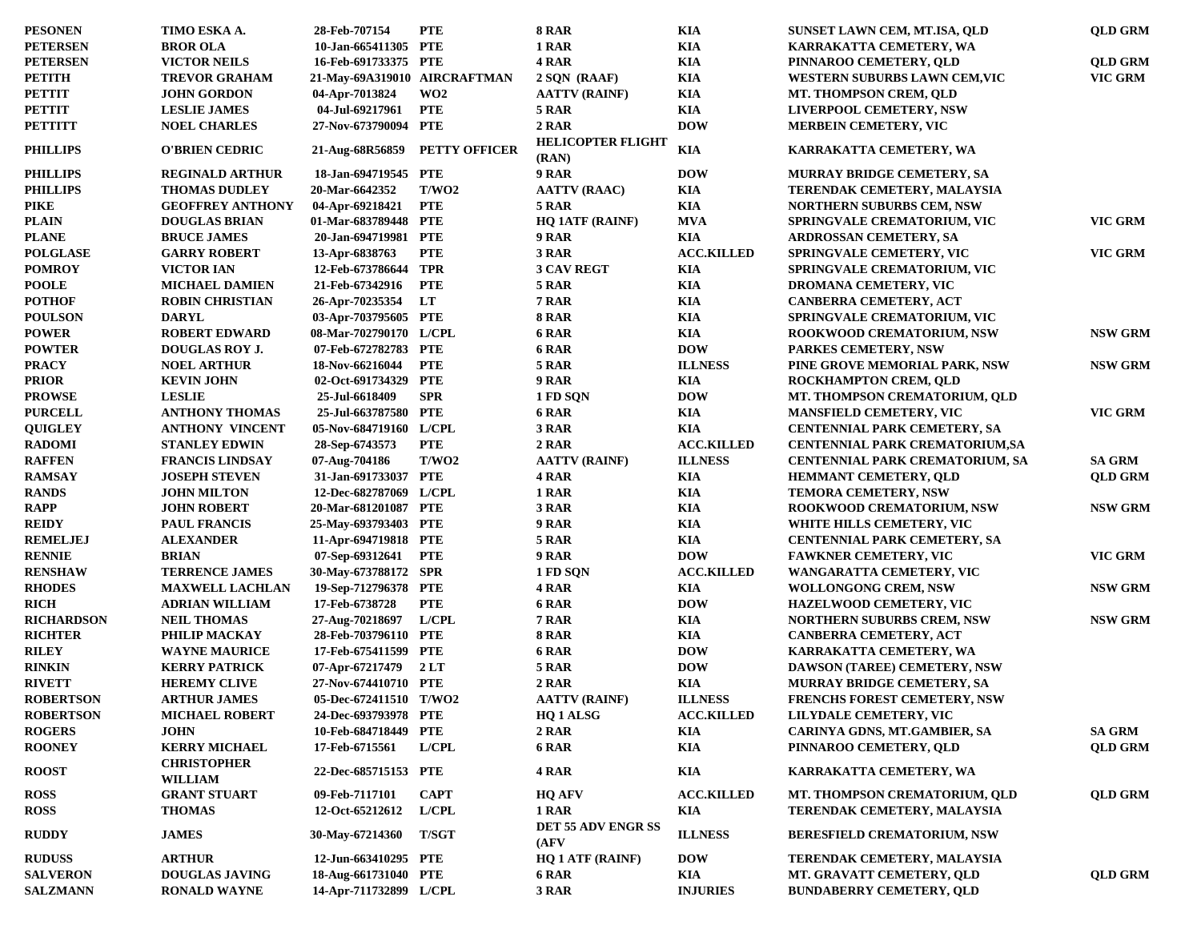| | | | | | | | |
|---|---|---|---|---|---|---|---|
| PESONEN | TIMO ESKA A. | 28-Feb-707154 | PTE | 8 RAR | KIA | SUNSET LAWN CEM, MT.ISA, QLD | QLD GRM |
| PETERSEN | BROR OLA | 10-Jan-665411305 | PTE | 1 RAR | KIA | KARRAKATTA CEMETERY, WA | |
| PETERSEN | VICTOR NEILS | 16-Feb-691733375 | PTE | 4 RAR | KIA | PINNAROO CEMETERY, QLD | QLD GRM |
| PETITH | TREVOR GRAHAM | 21-May-69A319010 | AIRCRAFTMAN | 2 SQN (RAAF) | KIA | WESTERN SUBURBS LAWN CEM,VIC | VIC GRM |
| PETTIT | JOHN GORDON | 04-Apr-7013824 | WO2 | AATTV (RAINF) | KIA | MT. THOMPSON CREM, QLD | |
| PETTIT | LESLIE JAMES | 04-Jul-69217961 | PTE | 5 RAR | KIA | LIVERPOOL CEMETERY, NSW | |
| PETTITT | NOEL CHARLES | 27-Nov-673790094 | PTE | 2 RAR | DOW | MERBEIN CEMETERY, VIC | |
| PHILLIPS | O'BRIEN CEDRIC | 21-Aug-68R56859 | PETTY OFFICER | HELICOPTER FLIGHT (RAN) | KIA | KARRAKATTA CEMETERY, WA | |
| PHILLIPS | REGINALD ARTHUR | 18-Jan-694719545 | PTE | 9 RAR | DOW | MURRAY BRIDGE CEMETERY, SA | |
| PHILLIPS | THOMAS DUDLEY | 20-Mar-6642352 | T/WO2 | AATTV (RAAC) | KIA | TERENDAK CEMETERY, MALAYSIA | |
| PIKE | GEOFFREY ANTHONY | 04-Apr-69218421 | PTE | 5 RAR | KIA | NORTHERN SUBURBS CEM, NSW | |
| PLAIN | DOUGLAS BRIAN | 01-Mar-683789448 | PTE | HQ 1ATF (RAINF) | MVA | SPRINGVALE CREMATORIUM, VIC | VIC GRM |
| PLANE | BRUCE JAMES | 20-Jan-694719981 | PTE | 9 RAR | KIA | ARDROSSAN CEMETERY, SA | |
| POLGLASE | GARRY ROBERT | 13-Apr-6838763 | PTE | 3 RAR | ACC.KILLED | SPRINGVALE CEMETERY, VIC | VIC GRM |
| POMROY | VICTOR IAN | 12-Feb-673786644 | TPR | 3 CAV REGT | KIA | SPRINGVALE CREMATORIUM, VIC | |
| POOLE | MICHAEL DAMIEN | 21-Feb-67342916 | PTE | 5 RAR | KIA | DROMANA CEMETERY, VIC | |
| POTHOF | ROBIN CHRISTIAN | 26-Apr-70235354 | LT | 7 RAR | KIA | CANBERRA CEMETERY, ACT | |
| POULSON | DARYL | 03-Apr-703795605 | PTE | 8 RAR | KIA | SPRINGVALE CREMATORIUM, VIC | |
| POWER | ROBERT EDWARD | 08-Mar-702790170 | L/CPL | 6 RAR | KIA | ROOKWOOD CREMATORIUM, NSW | NSW GRM |
| POWTER | DOUGLAS ROY J. | 07-Feb-672782783 | PTE | 6 RAR | DOW | PARKES CEMETERY, NSW | |
| PRACY | NOEL ARTHUR | 18-Nov-66216044 | PTE | 5 RAR | ILLNESS | PINE GROVE MEMORIAL PARK, NSW | NSW GRM |
| PRIOR | KEVIN JOHN | 02-Oct-691734329 | PTE | 9 RAR | KIA | ROCKHAMPTON CREM, QLD | |
| PROWSE | LESLIE | 25-Jul-6618409 | SPR | 1 FD SQN | DOW | MT. THOMPSON CREMATORIUM, QLD | |
| PURCELL | ANTHONY THOMAS | 25-Jul-663787580 | PTE | 6 RAR | KIA | MANSFIELD CEMETERY, VIC | VIC GRM |
| QUIGLEY | ANTHONY VINCENT | 05-Nov-684719160 | L/CPL | 3 RAR | KIA | CENTENNIAL PARK CEMETERY, SA | |
| RADOMI | STANLEY EDWIN | 28-Sep-6743573 | PTE | 2 RAR | ACC.KILLED | CENTENNIAL PARK CREMATORIUM,SA | |
| RAFFEN | FRANCIS LINDSAY | 07-Aug-704186 | T/WO2 | AATTV (RAINF) | ILLNESS | CENTENNIAL PARK CREMATORIUM, SA | SA GRM |
| RAMSAY | JOSEPH STEVEN | 31-Jan-691733037 | PTE | 4 RAR | KIA | HEMMANT CEMETERY, QLD | QLD GRM |
| RANDS | JOHN MILTON | 12-Dec-682787069 | L/CPL | 1 RAR | KIA | TEMORA CEMETERY, NSW | |
| RAPP | JOHN ROBERT | 20-Mar-681201087 | PTE | 3 RAR | KIA | ROOKWOOD CREMATORIUM, NSW | NSW GRM |
| REIDY | PAUL FRANCIS | 25-May-693793403 | PTE | 9 RAR | KIA | WHITE HILLS CEMETERY, VIC | |
| REMELJEJ | ALEXANDER | 11-Apr-694719818 | PTE | 5 RAR | KIA | CENTENNIAL PARK CEMETERY, SA | |
| RENNIE | BRIAN | 07-Sep-69312641 | PTE | 9 RAR | DOW | FAWKNER CEMETERY, VIC | VIC GRM |
| RENSHAW | TERRENCE JAMES | 30-May-673788172 | SPR | 1 FD SQN | ACC.KILLED | WANGARATTA CEMETERY, VIC | |
| RHODES | MAXWELL LACHLAN | 19-Sep-712796378 | PTE | 4 RAR | KIA | WOLLONGONG CREM, NSW | NSW GRM |
| RICH | ADRIAN WILLIAM | 17-Feb-6738728 | PTE | 6 RAR | DOW | HAZELWOOD CEMETERY, VIC | |
| RICHARDSON | NEIL THOMAS | 27-Aug-70218697 | L/CPL | 7 RAR | KIA | NORTHERN SUBURBS CREM, NSW | NSW GRM |
| RICHTER | PHILIP MACKAY | 28-Feb-703796110 | PTE | 8 RAR | KIA | CANBERRA CEMETERY, ACT | |
| RILEY | WAYNE MAURICE | 17-Feb-675411599 | PTE | 6 RAR | DOW | KARRAKATTA CEMETERY, WA | |
| RINKIN | KERRY PATRICK | 07-Apr-67217479 | 2 LT | 5 RAR | DOW | DAWSON (TAREE) CEMETERY, NSW | |
| RIVETT | HEREMY CLIVE | 27-Nov-674410710 | PTE | 2 RAR | KIA | MURRAY BRIDGE CEMETERY, SA | |
| ROBERTSON | ARTHUR JAMES | 05-Dec-672411510 | T/WO2 | AATTV (RAINF) | ILLNESS | FRENCHS FOREST CEMETERY, NSW | |
| ROBERTSON | MICHAEL ROBERT | 24-Dec-693793978 | PTE | HQ 1 ALSG | ACC.KILLED | LILYDALE CEMETERY, VIC | |
| ROGERS | JOHN | 10-Feb-684718449 | PTE | 2 RAR | KIA | CARINYA GDNS, MT.GAMBIER, SA | SA GRM |
| ROONEY | KERRY MICHAEL | 17-Feb-6715561 | L/CPL | 6 RAR | KIA | PINNAROO CEMETERY, QLD | QLD GRM |
| ROOST | CHRISTOPHER WILLIAM | 22-Dec-685715153 | PTE | 4 RAR | KIA | KARRAKATTA CEMETERY, WA | |
| ROSS | GRANT STUART | 09-Feb-7117101 | CAPT | HQ AFV | ACC.KILLED | MT. THOMPSON CREMATORIUM, QLD | QLD GRM |
| ROSS | THOMAS | 12-Oct-65212612 | L/CPL | 1 RAR | KIA | TERENDAK CEMETERY, MALAYSIA | |
| RUDDY | JAMES | 30-May-67214360 | T/SGT | DET 55 ADV ENGR SS (AFV | ILLNESS | BERESFIELD CREMATORIUM, NSW | |
| RUDUSS | ARTHUR | 12-Jun-663410295 | PTE | HQ 1 ATF (RAINF) | DOW | TERENDAK CEMETERY, MALAYSIA | |
| SALVERON | DOUGLAS JAVING | 18-Aug-661731040 | PTE | 6 RAR | KIA | MT. GRAVATT CEMETERY, QLD | QLD GRM |
| SALZMANN | RONALD WAYNE | 14-Apr-711732899 | L/CPL | 3 RAR | INJURIES | BUNDABERRY CEMETERY, QLD | |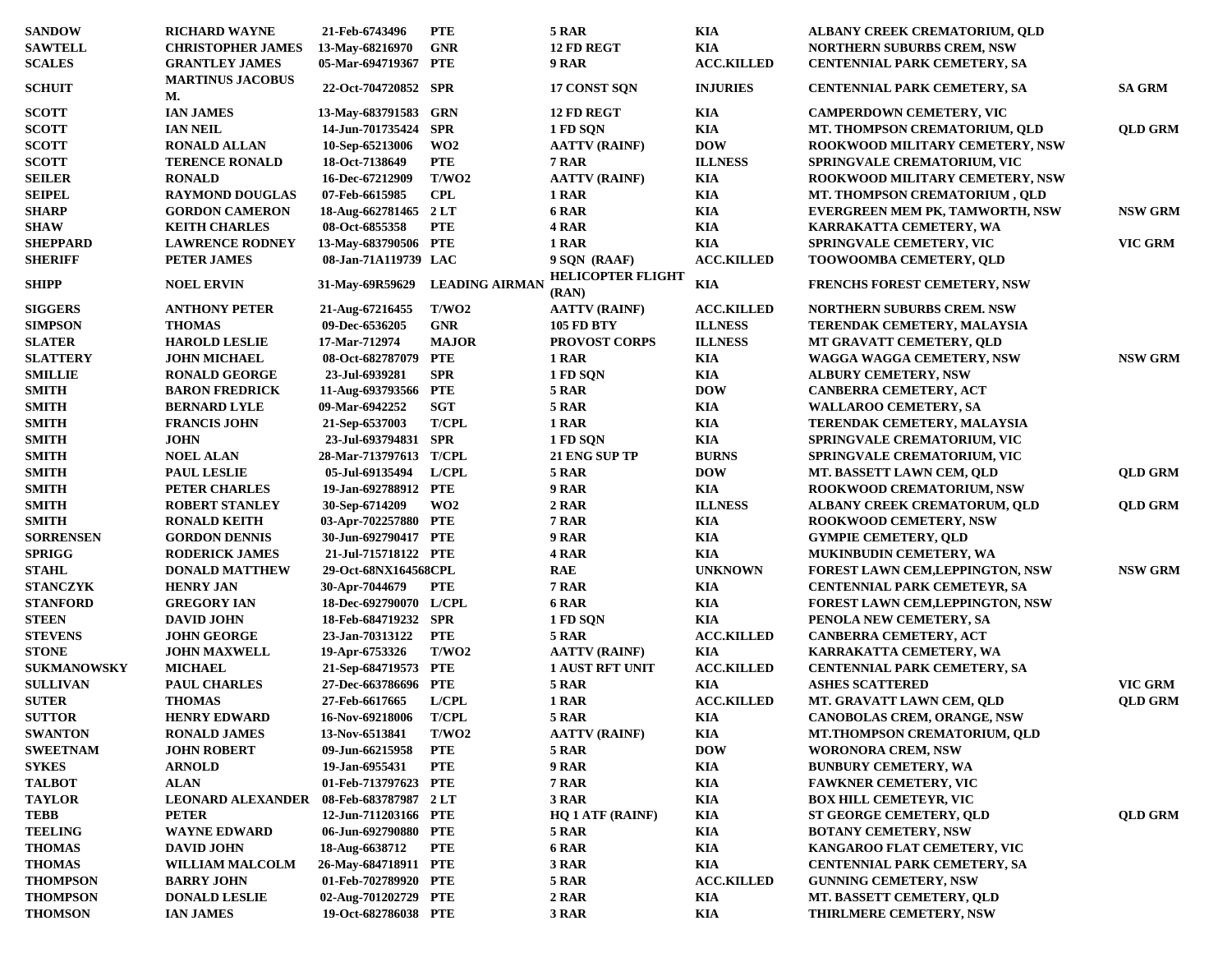| | | | | | | | |
|---|---|---|---|---|---|---|---|
| SANDOW | RICHARD WAYNE | 21-Feb-6743496 | PTE | 5 RAR | KIA | ALBANY CREEK CREMATORIUM, QLD | |
| SAWTELL | CHRISTOPHER JAMES | 13-May-68216970 | GNR | 12 FD REGT | KIA | NORTHERN SUBURBS CREM, NSW | |
| SCALES | GRANTLEY JAMES | 05-Mar-694719367 | PTE | 9 RAR | ACC.KILLED | CENTENNIAL PARK CEMETERY, SA | |
| SCHUIT | MARTINUS JACOBUS M. | 22-Oct-704720852 | SPR | 17 CONST SQN | INJURIES | CENTENNIAL PARK CEMETERY, SA | SA GRM |
| SCOTT | IAN JAMES | 13-May-683791583 | GRN | 12 FD REGT | KIA | CAMPERDOWN CEMETERY, VIC | |
| SCOTT | IAN NEIL | 14-Jun-701735424 | SPR | 1 FD SQN | KIA | MT. THOMPSON CREMATORIUM, QLD | QLD GRM |
| SCOTT | RONALD ALLAN | 10-Sep-65213006 | WO2 | AATTV (RAINF) | DOW | ROOKWOOD MILITARY CEMETERY, NSW | |
| SCOTT | TERENCE RONALD | 18-Oct-7138649 | PTE | 7 RAR | ILLNESS | SPRINGVALE CREMATORIUM, VIC | |
| SEILER | RONALD | 16-Dec-67212909 | T/WO2 | AATTV (RAINF) | KIA | ROOKWOOD MILITARY CEMETERY, NSW | |
| SEIPEL | RAYMOND DOUGLAS | 07-Feb-6615985 | CPL | 1 RAR | KIA | MT. THOMPSON CREMATORIUM , QLD | |
| SHARP | GORDON CAMERON | 18-Aug-662781465 | 2 LT | 6 RAR | KIA | EVERGREEN MEM PK, TAMWORTH, NSW | NSW GRM |
| SHAW | KEITH CHARLES | 08-Oct-6855358 | PTE | 4 RAR | KIA | KARRAKATTA CEMETERY, WA | |
| SHEPPARD | LAWRENCE RODNEY | 13-May-683790506 | PTE | 1 RAR | KIA | SPRINGVALE CEMETERY, VIC | VIC GRM |
| SHERIFF | PETER JAMES | 08-Jan-71A119739 | LAC | 9 SQN (RAAF) | ACC.KILLED | TOOWOOMBA CEMETERY, QLD | |
| SHIPP | NOEL ERVIN | 31-May-69R59629 | LEADING AIRMAN | HELICOPTER FLIGHT (RAN) | KIA | FRENCHS FOREST CEMETERY, NSW | |
| SIGGERS | ANTHONY PETER | 21-Aug-67216455 | T/WO2 | AATTV (RAINF) | ACC.KILLED | NORTHERN SUBURBS CREM. NSW | |
| SIMPSON | THOMAS | 09-Dec-6536205 | GNR | 105 FD BTY | ILLNESS | TERENDAK CEMETERY, MALAYSIA | |
| SLATER | HAROLD LESLIE | 17-Mar-712974 | MAJOR | PROVOST CORPS | ILLNESS | MT GRAVATT CEMETERY, QLD | |
| SLATTERY | JOHN MICHAEL | 08-Oct-682787079 | PTE | 1 RAR | KIA | WAGGA WAGGA CEMETERY, NSW | NSW GRM |
| SMILLIE | RONALD GEORGE | 23-Jul-6939281 | SPR | 1 FD SQN | KIA | ALBURY CEMETERY, NSW | |
| SMITH | BARON FREDRICK | 11-Aug-693793566 | PTE | 5 RAR | DOW | CANBERRA CEMETERY, ACT | |
| SMITH | BERNARD LYLE | 09-Mar-6942252 | SGT | 5 RAR | KIA | WALLAROO CEMETERY, SA | |
| SMITH | FRANCIS JOHN | 21-Sep-6537003 | T/CPL | 1 RAR | KIA | TERENDAK CEMETERY, MALAYSIA | |
| SMITH | JOHN | 23-Jul-693794831 | SPR | 1 FD SQN | KIA | SPRINGVALE CREMATORIUM, VIC | |
| SMITH | NOEL ALAN | 28-Mar-713797613 | T/CPL | 21 ENG SUP TP | BURNS | SPRINGVALE CREMATORIUM, VIC | |
| SMITH | PAUL LESLIE | 05-Jul-69135494 | L/CPL | 5 RAR | DOW | MT. BASSETT LAWN CEM, QLD | QLD GRM |
| SMITH | PETER CHARLES | 19-Jan-692788912 | PTE | 9 RAR | KIA | ROOKWOOD CREMATORIUM, NSW | |
| SMITH | ROBERT STANLEY | 30-Sep-6714209 | WO2 | 2 RAR | ILLNESS | ALBANY CREEK CREMATORUM, QLD | QLD GRM |
| SMITH | RONALD KEITH | 03-Apr-702257880 | PTE | 7 RAR | KIA | ROOKWOOD CEMETERY, NSW | |
| SORRENSEN | GORDON DENNIS | 30-Jun-692790417 | PTE | 9 RAR | KIA | GYMPIE CEMETERY, QLD | |
| SPRIGG | RODERICK JAMES | 21-Jul-715718122 | PTE | 4 RAR | KIA | MUKINBUDIN CEMETERY, WA | |
| STAHL | DONALD MATTHEW | 29-Oct-68NX164568 | CPL | RAE | UNKNOWN | FOREST LAWN CEM,LEPPINGTON, NSW | NSW GRM |
| STANCZYK | HENRY JAN | 30-Apr-7044679 | PTE | 7 RAR | KIA | CENTENNIAL PARK CEMETEYR, SA | |
| STANFORD | GREGORY IAN | 18-Dec-692790070 | L/CPL | 6 RAR | KIA | FOREST LAWN CEM,LEPPINGTON, NSW | |
| STEEN | DAVID JOHN | 18-Feb-684719232 | SPR | 1 FD SQN | KIA | PENOLA NEW CEMETERY, SA | |
| STEVENS | JOHN GEORGE | 23-Jan-70313122 | PTE | 5 RAR | ACC.KILLED | CANBERRA CEMETERY, ACT | |
| STONE | JOHN MAXWELL | 19-Apr-6753326 | T/WO2 | AATTV (RAINF) | KIA | KARRAKATTA CEMETERY, WA | |
| SUKMANOWSKY | MICHAEL | 21-Sep-684719573 | PTE | 1 AUST RFT UNIT | ACC.KILLED | CENTENNIAL PARK CEMETERY, SA | |
| SULLIVAN | PAUL CHARLES | 27-Dec-663786696 | PTE | 5 RAR | KIA | ASHES SCATTERED | VIC GRM |
| SUTER | THOMAS | 27-Feb-6617665 | L/CPL | 1 RAR | ACC.KILLED | MT. GRAVATT LAWN CEM, QLD | QLD GRM |
| SUTTOR | HENRY EDWARD | 16-Nov-69218006 | T/CPL | 5 RAR | KIA | CANOBOLAS CREM, ORANGE, NSW | |
| SWANTON | RONALD JAMES | 13-Nov-6513841 | T/WO2 | AATTV (RAINF) | KIA | MT.THOMPSON CREMATORIUM, QLD | |
| SWEETNAM | JOHN ROBERT | 09-Jun-66215958 | PTE | 5 RAR | DOW | WORONORA CREM, NSW | |
| SYKES | ARNOLD | 19-Jan-6955431 | PTE | 9 RAR | KIA | BUNBURY CEMETERY, WA | |
| TALBOT | ALAN | 01-Feb-713797623 | PTE | 7 RAR | KIA | FAWKNER CEMETERY, VIC | |
| TAYLOR | LEONARD ALEXANDER | 08-Feb-683787987 | 2 LT | 3 RAR | KIA | BOX HILL CEMETEYR, VIC | |
| TEBB | PETER | 12-Jun-711203166 | PTE | HQ 1 ATF (RAINF) | KIA | ST GEORGE CEMETERY, QLD | QLD GRM |
| TEELING | WAYNE EDWARD | 06-Jun-692790880 | PTE | 5 RAR | KIA | BOTANY CEMETERY, NSW | |
| THOMAS | DAVID JOHN | 18-Aug-6638712 | PTE | 6 RAR | KIA | KANGAROO FLAT CEMETERY, VIC | |
| THOMAS | WILLIAM MALCOLM | 26-May-684718911 | PTE | 3 RAR | KIA | CENTENNIAL PARK CEMETERY, SA | |
| THOMPSON | BARRY JOHN | 01-Feb-702789920 | PTE | 5 RAR | ACC.KILLED | GUNNING CEMETERY, NSW | |
| THOMPSON | DONALD LESLIE | 02-Aug-701202729 | PTE | 2 RAR | KIA | MT. BASSETT CEMETERY, QLD | |
| THOMSON | IAN JAMES | 19-Oct-682786038 | PTE | 3 RAR | KIA | THIRLMERE CEMETERY, NSW | |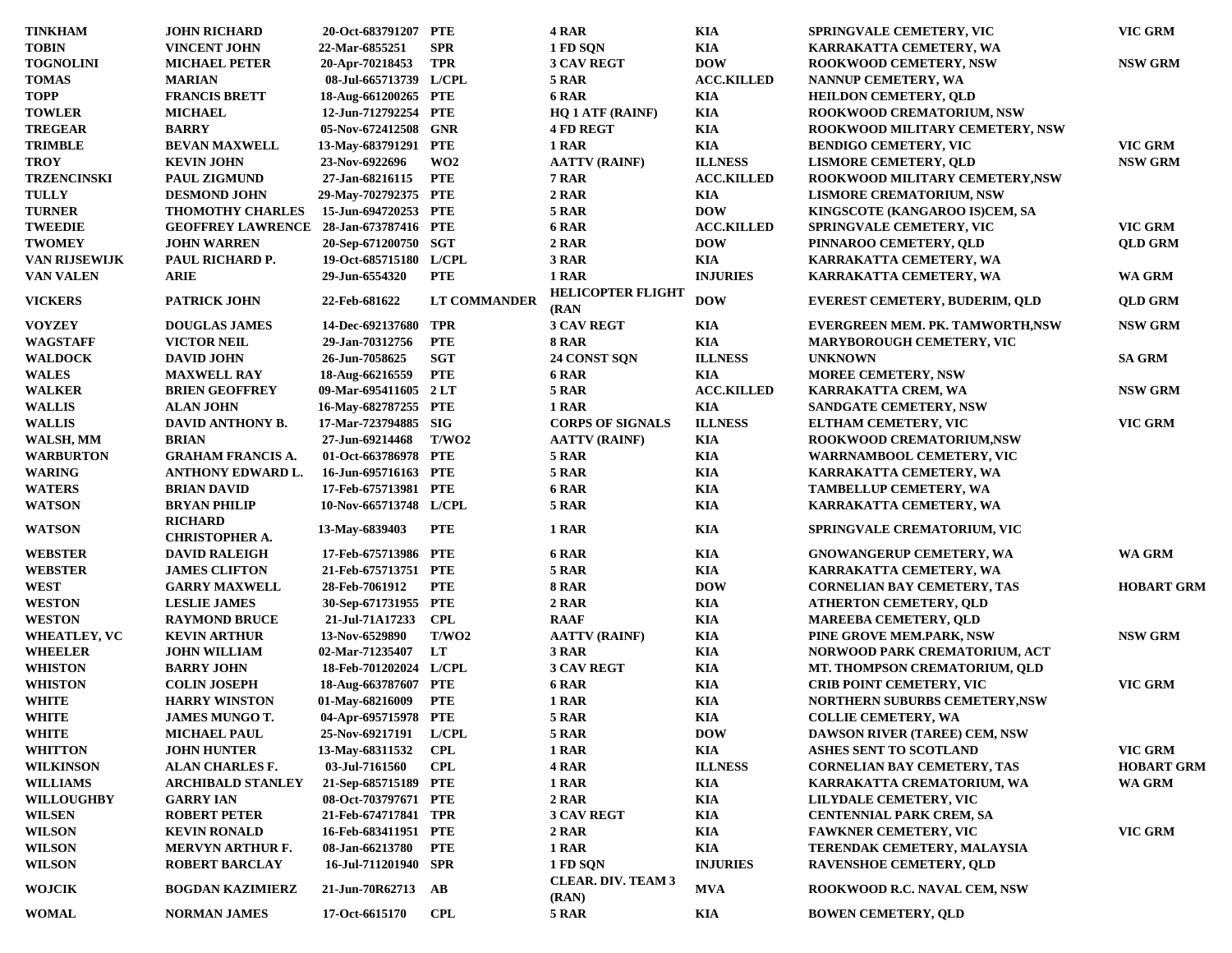| | | | | | | | |
|---|---|---|---|---|---|---|---|
| TINKHAM | JOHN RICHARD | 20-Oct-683791207 | PTE | 4 RAR | KIA | SPRINGVALE CEMETERY, VIC | VIC GRM |
| TOBIN | VINCENT JOHN | 22-Mar-6855251 | SPR | 1 FD SQN | KIA | KARRAKATTA CEMETERY, WA | |
| TOGNOLINI | MICHAEL PETER | 20-Apr-70218453 | TPR | 3 CAV REGT | DOW | ROOKWOOD CEMETERY, NSW | NSW GRM |
| TOMAS | MARIAN | 08-Jul-665713739 | L/CPL | 5 RAR | ACC.KILLED | NANNUP CEMETERY, WA | |
| TOPP | FRANCIS BRETT | 18-Aug-661200265 | PTE | 6 RAR | KIA | HEILDON CEMETERY, QLD | |
| TOWLER | MICHAEL | 12-Jun-712792254 | PTE | HQ 1 ATF (RAINF) | KIA | ROOKWOOD CREMATORIUM, NSW | |
| TREGEAR | BARRY | 05-Nov-672412508 | GNR | 4 FD REGT | KIA | ROOKWOOD MILITARY CEMETERY, NSW | |
| TRIMBLE | BEVAN MAXWELL | 13-May-683791291 | PTE | 1 RAR | KIA | BENDIGO CEMETERY, VIC | VIC GRM |
| TROY | KEVIN JOHN | 23-Nov-6922696 | WO2 | AATTV (RAINF) | ILLNESS | LISMORE CEMETERY, QLD | NSW GRM |
| TRZENCINSKI | PAUL ZIGMUND | 27-Jan-68216115 | PTE | 7 RAR | ACC.KILLED | ROOKWOOD MILITARY CEMETERY,NSW | |
| TULLY | DESMOND JOHN | 29-May-702792375 | PTE | 2 RAR | KIA | LISMORE CREMATORIUM, NSW | |
| TURNER | THOMOTHY CHARLES | 15-Jun-694720253 | PTE | 5 RAR | DOW | KINGSCOTE (KANGAROO IS)CEM, SA | |
| TWEEDIE | GEOFFREY LAWRENCE | 28-Jan-673787416 | PTE | 6 RAR | ACC.KILLED | SPRINGVALE CEMETERY, VIC | VIC GRM |
| TWOMEY | JOHN WARREN | 20-Sep-671200750 | SGT | 2 RAR | DOW | PINNAROO CEMETERY, QLD | QLD GRM |
| VAN RIJSEWIJK | PAUL RICHARD P. | 19-Oct-685715180 | L/CPL | 3 RAR | KIA | KARRAKATTA CEMETERY, WA | |
| VAN VALEN | ARIE | 29-Jun-6554320 | PTE | 1 RAR | INJURIES | KARRAKATTA CEMETERY, WA | WA GRM |
| VICKERS | PATRICK JOHN | 22-Feb-681622 | LT COMMANDER | HELICOPTER FLIGHT (RAN | DOW | EVEREST CEMETERY, BUDERIM, QLD | QLD GRM |
| VOYZEY | DOUGLAS JAMES | 14-Dec-692137680 | TPR | 3 CAV REGT | KIA | EVERGREEN MEM. PK. TAMWORTH,NSW | NSW GRM |
| WAGSTAFF | VICTOR NEIL | 29-Jan-70312756 | PTE | 8 RAR | KIA | MARYBOROUGH CEMETERY, VIC | |
| WALDOCK | DAVID JOHN | 26-Jun-7058625 | SGT | 24 CONST SQN | ILLNESS | UNKNOWN | SA GRM |
| WALES | MAXWELL RAY | 18-Aug-66216559 | PTE | 6 RAR | KIA | MOREE CEMETERY, NSW | |
| WALKER | BRIEN GEOFFREY | 09-Mar-695411605 | 2 LT | 5 RAR | ACC.KILLED | KARRAKATTA CREM, WA | NSW GRM |
| WALLIS | ALAN JOHN | 16-May-682787255 | PTE | 1 RAR | KIA | SANDGATE CEMETERY, NSW | |
| WALLIS | DAVID ANTHONY B. | 17-Mar-723794885 | SIG | CORPS OF SIGNALS | ILLNESS | ELTHAM CEMETERY, VIC | VIC GRM |
| WALSH, MM | BRIAN | 27-Jun-69214468 | T/WO2 | AATTV (RAINF) | KIA | ROOKWOOD CREMATORIUM,NSW | |
| WARBURTON | GRAHAM FRANCIS A. | 01-Oct-663786978 | PTE | 5 RAR | KIA | WARRNAMBOOL CEMETERY, VIC | |
| WARING | ANTHONY EDWARD L. | 16-Jun-695716163 | PTE | 5 RAR | KIA | KARRAKATTA CEMETERY, WA | |
| WATERS | BRIAN DAVID | 17-Feb-675713981 | PTE | 6 RAR | KIA | TAMBELLUP CEMETERY, WA | |
| WATSON | BRYAN PHILIP | 10-Nov-665713748 | L/CPL | 5 RAR | KIA | KARRAKATTA CEMETERY, WA | |
| WATSON | RICHARD CHRISTOPHER A. | 13-May-6839403 | PTE | 1 RAR | KIA | SPRINGVALE CREMATORIUM, VIC | |
| WEBSTER | DAVID RALEIGH | 17-Feb-675713986 | PTE | 6 RAR | KIA | GNOWANGERUP CEMETERY, WA | WA GRM |
| WEBSTER | JAMES CLIFTON | 21-Feb-675713751 | PTE | 5 RAR | KIA | KARRAKATTA CEMETERY, WA | |
| WEST | GARRY MAXWELL | 28-Feb-7061912 | PTE | 8 RAR | DOW | CORNELIAN BAY CEMETERY, TAS | HOBART GRM |
| WESTON | LESLIE JAMES | 30-Sep-671731955 | PTE | 2 RAR | KIA | ATHERTON CEMETERY, QLD | |
| WESTON | RAYMOND BRUCE | 21-Jul-71A17233 | CPL | RAAF | KIA | MAREEBA CEMETERY, QLD | |
| WHEATLEY, VC | KEVIN ARTHUR | 13-Nov-6529890 | T/WO2 | AATTV (RAINF) | KIA | PINE GROVE MEM.PARK, NSW | NSW GRM |
| WHEELER | JOHN WILLIAM | 02-Mar-71235407 | LT | 3 RAR | KIA | NORWOOD PARK CREMATORIUM, ACT | |
| WHISTON | BARRY JOHN | 18-Feb-701202024 | L/CPL | 3 CAV REGT | KIA | MT. THOMPSON CREMATORIUM, QLD | |
| WHISTON | COLIN JOSEPH | 18-Aug-663787607 | PTE | 6 RAR | KIA | CRIB POINT CEMETERY, VIC | VIC GRM |
| WHITE | HARRY WINSTON | 01-May-68216009 | PTE | 1 RAR | KIA | NORTHERN SUBURBS CEMETERY,NSW | |
| WHITE | JAMES MUNGO T. | 04-Apr-695715978 | PTE | 5 RAR | KIA | COLLIE CEMETERY, WA | |
| WHITE | MICHAEL PAUL | 25-Nov-69217191 | L/CPL | 5 RAR | DOW | DAWSON RIVER (TAREE) CEM, NSW | |
| WHITTON | JOHN HUNTER | 13-May-68311532 | CPL | 1 RAR | KIA | ASHES SENT TO SCOTLAND | VIC GRM |
| WILKINSON | ALAN CHARLES F. | 03-Jul-7161560 | CPL | 4 RAR | ILLNESS | CORNELIAN BAY CEMETERY, TAS | HOBART GRM |
| WILLIAMS | ARCHIBALD STANLEY | 21-Sep-685715189 | PTE | 1 RAR | KIA | KARRAKATTA CREMATORIUM, WA | WA GRM |
| WILLOUGHBY | GARRY IAN | 08-Oct-703797671 | PTE | 2 RAR | KIA | LILYDALE CEMETERY, VIC | |
| WILSEN | ROBERT PETER | 21-Feb-674717841 | TPR | 3 CAV REGT | KIA | CENTENNIAL PARK CREM, SA | |
| WILSON | KEVIN RONALD | 16-Feb-683411951 | PTE | 2 RAR | KIA | FAWKNER CEMETERY, VIC | VIC GRM |
| WILSON | MERVYN ARTHUR F. | 08-Jan-66213780 | PTE | 1 RAR | KIA | TERENDAK CEMETERY, MALAYSIA | |
| WILSON | ROBERT BARCLAY | 16-Jul-711201940 | SPR | 1 FD SQN | INJURIES | RAVENSHOE CEMETERY, QLD | |
| WOJCIK | BOGDAN KAZIMIERZ | 21-Jun-70R62713 | AB | CLEAR. DIV. TEAM 3 (RAN) | MVA | ROOKWOOD R.C. NAVAL CEM, NSW | |
| WOMAL | NORMAN JAMES | 17-Oct-6615170 | CPL | 5 RAR | KIA | BOWEN CEMETERY, QLD | |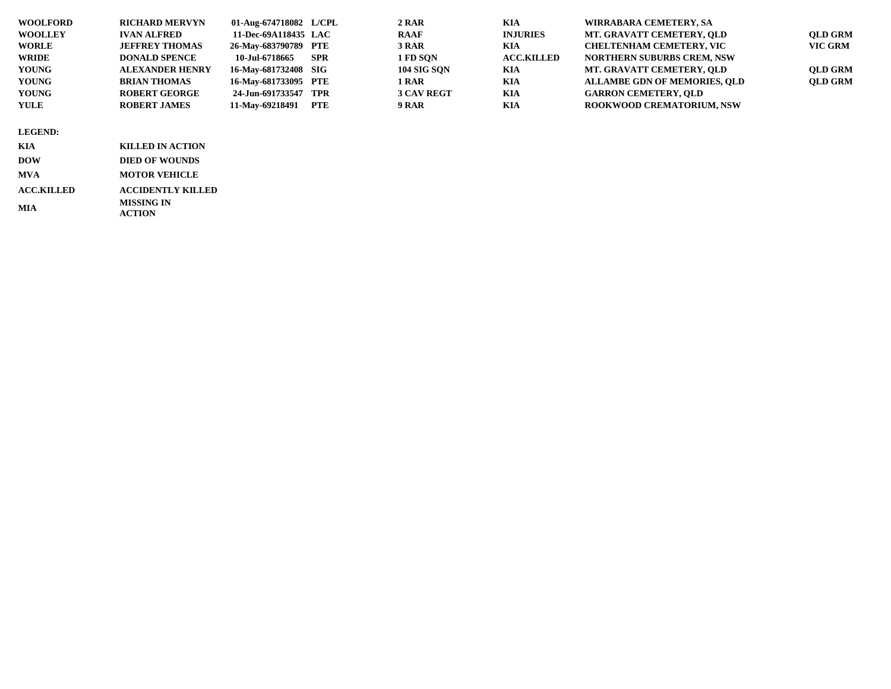| | | | | | | | |
|---|---|---|---|---|---|---|---|
| **WOOLFORD** | **RICHARD MERVYN** | **01-Aug-674718082** | **L/CPL** | **2 RAR** | **KIA** | **WIRRABARA CEMETERY, SA** | |
| **WOOLLEY** | **IVAN ALFRED** | **11-Dec-69A118435** | **LAC** | **RAAF** | **INJURIES** | **MT. GRAVATT CEMETERY, QLD** | **QLD GRM** |
| **WORLE** | **JEFFREY THOMAS** | **26-May-683790789** | **PTE** | **3 RAR** | **KIA** | **CHELTENHAM CEMETERY, VIC** | **VIC GRM** |
| **WRIDE** | **DONALD SPENCE** | **10-Jul-6718665** | **SPR** | **1 FD SQN** | **ACC.KILLED** | **NORTHERN SUBURBS CREM, NSW** | |
| **YOUNG** | **ALEXANDER HENRY** | **16-May-681732408** | **SIG** | **104 SIG SQN** | **KIA** | **MT. GRAVATT CEMETERY, QLD** | **QLD GRM** |
| **YOUNG** | **BRIAN THOMAS** | **16-May-681733095** | **PTE** | **1 RAR** | **KIA** | **ALLAMBE GDN OF MEMORIES, QLD** | **QLD GRM** |
| **YOUNG** | **ROBERT GEORGE** | **24-Jun-691733547** | **TPR** | **3 CAV REGT** | **KIA** | **GARRON CEMETERY, QLD** | |
| **YULE** | **ROBERT JAMES** | **11-May-69218491** | **PTE** | **9 RAR** | **KIA** | **ROOKWOOD CREMATORIUM, NSW** | |

**LEGEND:**

| | |
|---|---|
| **KIA** | **KILLED IN ACTION** |
| **DOW** | **DIED OF WOUNDS** |
| **MVA** | **MOTOR VEHICLE** |
| **ACC.KILLED** | **ACCIDENTLY KILLED** |
| **MIA** | **MISSING IN ACTION** |